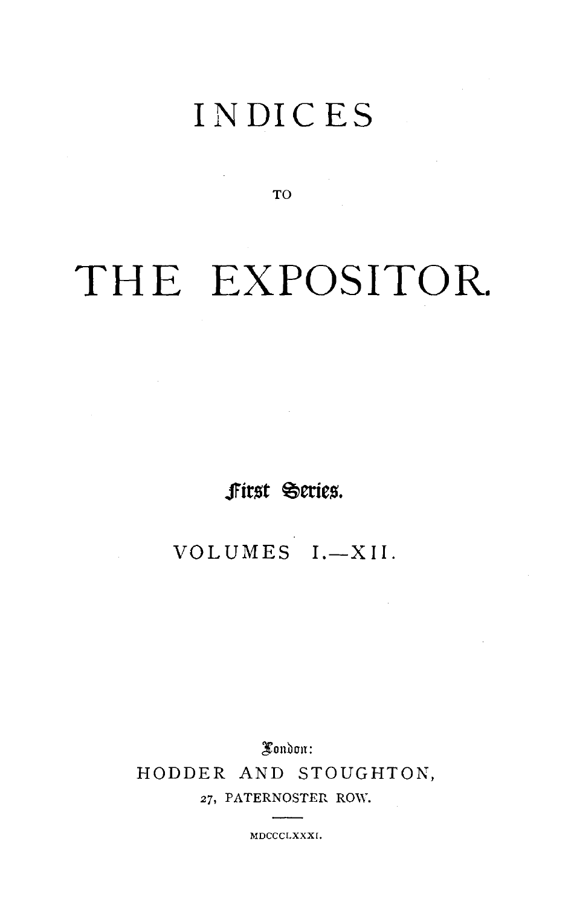# INDICES

TO

# THE EXPOSITOR.

First Series.

VOLUMES I.—XII.

London:

HODDER AND STOUGHTON,

27, PATERNOSTER ROW.

MDCCCLXXXI.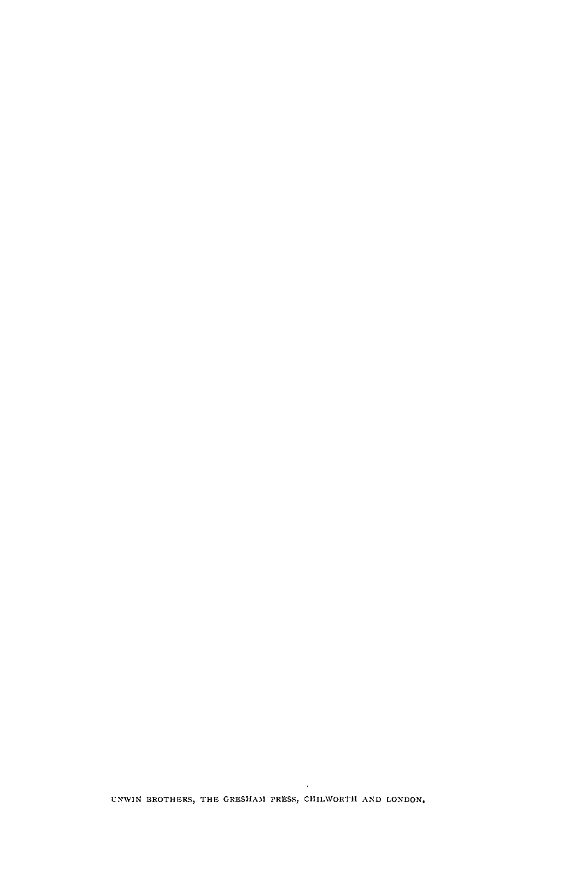UNWIN BROTHERS, THE GRESHAM PRESS, CHILWORTH AND LONDON.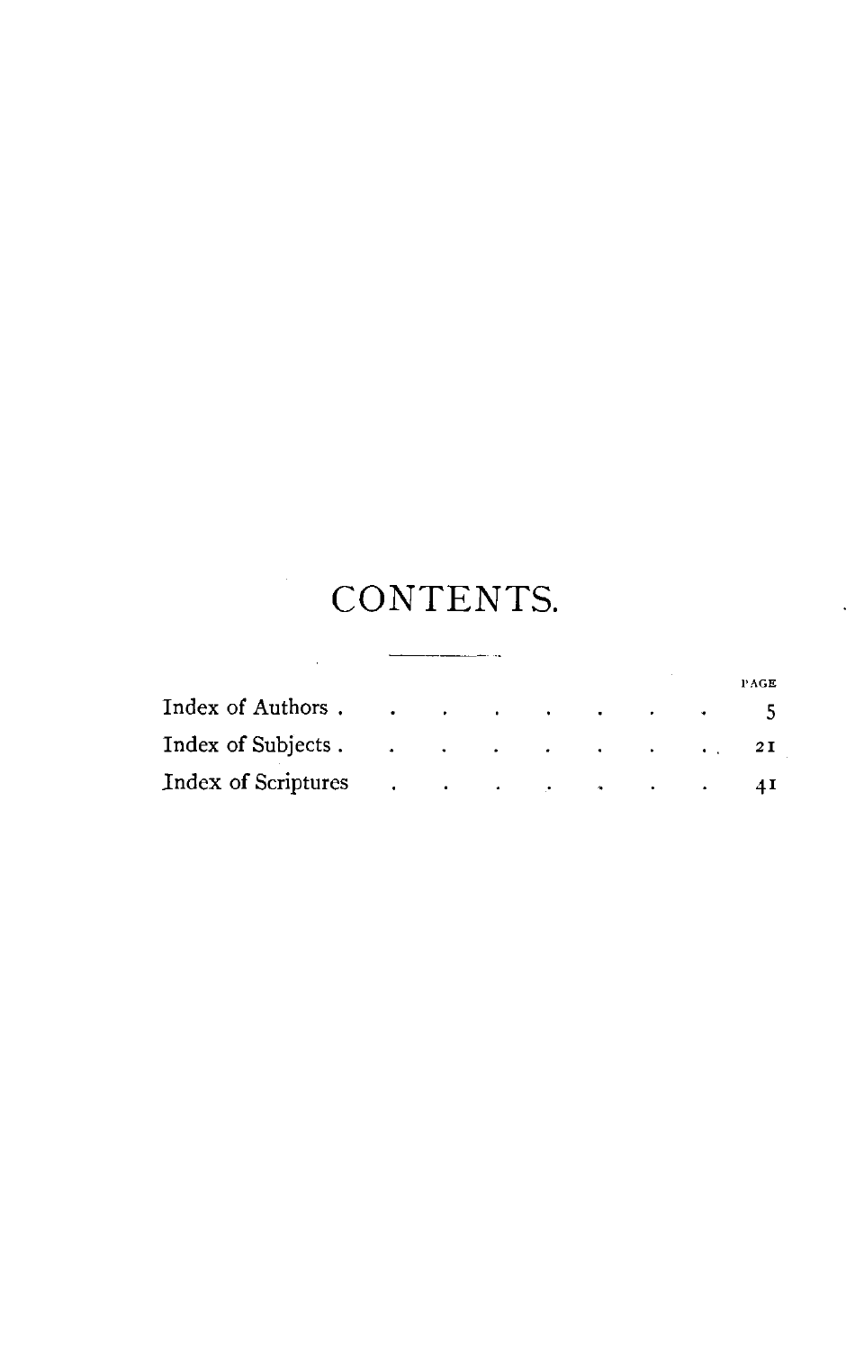# CONTENTS.

| | PAGE |
|---|---|
| Index of Authors | 5 |
| Index of Subjects | 21 |
| Index of Scriptures | 41 |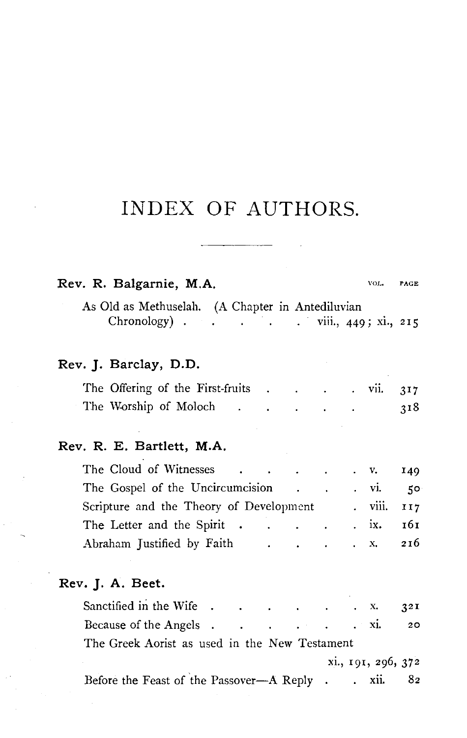# INDEX OF AUTHORS.

**Rev. R. Balgarnie, M.A.**

| | VOL. | PAGE |
|---|---|---|
| As Old as Methuselah. (A Chapter in Antediluvian Chronology) | viii., 449; xi., | 215 |

**Rev. J. Barclay, D.D.**

| | VOL. | PAGE |
|---|---|---|
| The Offering of the First-fruits | vii. | 317 |
| The Worship of Moloch | | 318 |

**Rev. R. E. Bartlett, M.A.**

| | VOL. | PAGE |
|---|---|---|
| The Cloud of Witnesses | v. | 149 |
| The Gospel of the Uncircumcision | vi. | 50 |
| Scripture and the Theory of Development | viii. | 117 |
| The Letter and the Spirit | ix. | 161 |
| Abraham Justified by Faith | x. | 216 |

**Rev. J. A. Beet.**

| | VOL. | PAGE |
|---|---|---|
| Sanctified in the Wife | x. | 321 |
| Because of the Angels | xi. | 20 |
| The Greek Aorist as used in the New Testament | xi., 191, 296, | 372 |
| Before the Feast of the Passover—A Reply | xii. | 82 |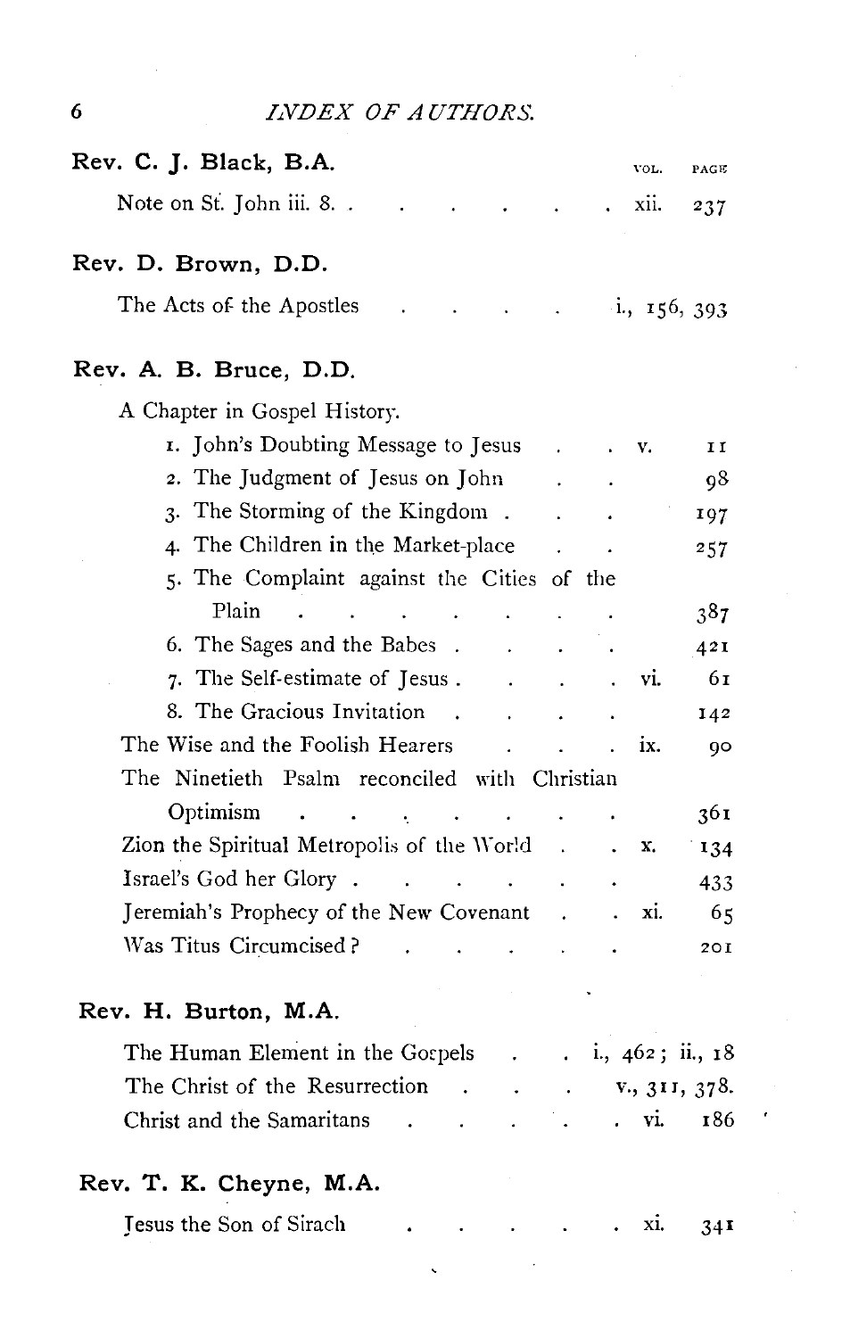| Rev. C. J. Black, B.A. | VOL. | PAGE |
|---|---|---|
| Note on St. John iii. 8. | xii. | 237 |

**Rev. D. Brown, D.D.**

| | | |
|---|---|---|
| The Acts of the Apostles | i., 156, 393 | |

**Rev. A. B. Bruce, D.D.**

| | | |
|---|---|---|
| A Chapter in Gospel History. | | |
| 1. John's Doubting Message to Jesus | v. | 11 |
| 2. The Judgment of Jesus on John | | 98 |
| 3. The Storming of the Kingdom | | 197 |
| 4. The Children in the Market-place | | 257 |
| 5. The Complaint against the Cities of the Plain | | 387 |
| 6. The Sages and the Babes | | 421 |
| 7. The Self-estimate of Jesus | vi. | 61 |
| 8. The Gracious Invitation | | 142 |
| The Wise and the Foolish Hearers | ix. | 90 |
| The Ninetieth Psalm reconciled with Christian Optimism | | 361 |
| Zion the Spiritual Metropolis of the World | x. | 134 |
| Israel's God her Glory | | 433 |
| Jeremiah's Prophecy of the New Covenant | xi. | 65 |
| Was Titus Circumcised? | | 201 |

**Rev. H. Burton, M.A.**

| | | |
|---|---|---|
| The Human Element in the Gospels | i., 462; ii., 18 | |
| The Christ of the Resurrection | v., 311, 378. | |
| Christ and the Samaritans | vi. | 186 |

**Rev. T. K. Cheyne, M.A.**

| | | |
|---|---|---|
| Jesus the Son of Sirach | xi. | 341 |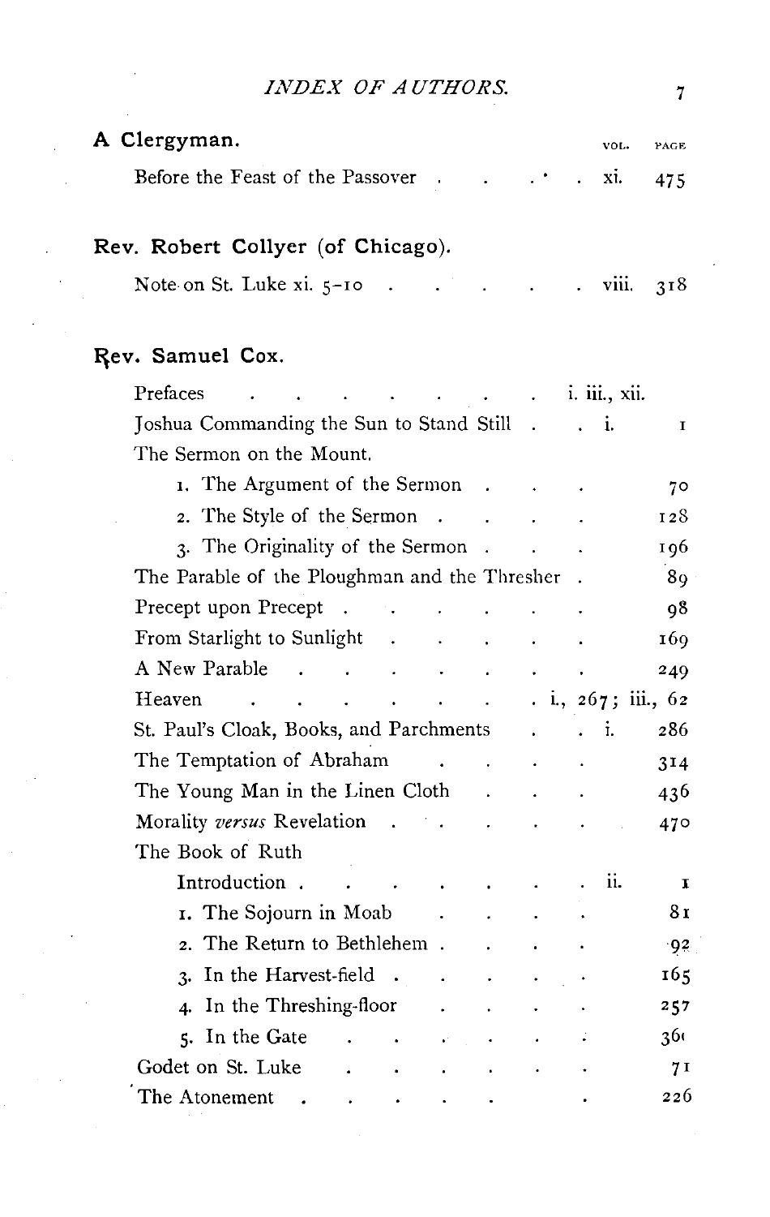## A Clergyman.

| | VOL. | PAGE |
|---|---|---|
| Before the Feast of the Passover | xi. | 475 |

## Rev. Robert Collyer (of Chicago).

| | | |
|---|---|---|
| Note on St. Luke xi. 5–10 | viii. | 318 |

## Rev. Samuel Cox.

| | | |
|---|---|---|
| Prefaces | i. iii., xii. | |
| Joshua Commanding the Sun to Stand Still | i. | 1 |
| The Sermon on the Mount. | | |
| 1. The Argument of the Sermon | | 70 |
| 2. The Style of the Sermon | | 128 |
| 3. The Originality of the Sermon | | 196 |
| The Parable of the Ploughman and the Thresher | | 89 |
| Precept upon Precept | | 98 |
| From Starlight to Sunlight | | 169 |
| A New Parable | | 249 |
| Heaven | i., 267; iii., 62 | |
| St. Paul's Cloak, Books, and Parchments | i. | 286 |
| The Temptation of Abraham | | 314 |
| The Young Man in the Linen Cloth | | 436 |
| Morality *versus* Revelation | | 470 |
| The Book of Ruth | | |
| Introduction | ii. | 1 |
| 1. The Sojourn in Moab | | 81 |
| 2. The Return to Bethlehem | | 92 |
| 3. In the Harvest-field | | 165 |
| 4. In the Threshing-floor | | 257 |
| 5. In the Gate | | 361 |
| Godet on St. Luke | | 71 |
| The Atonement | | 226 |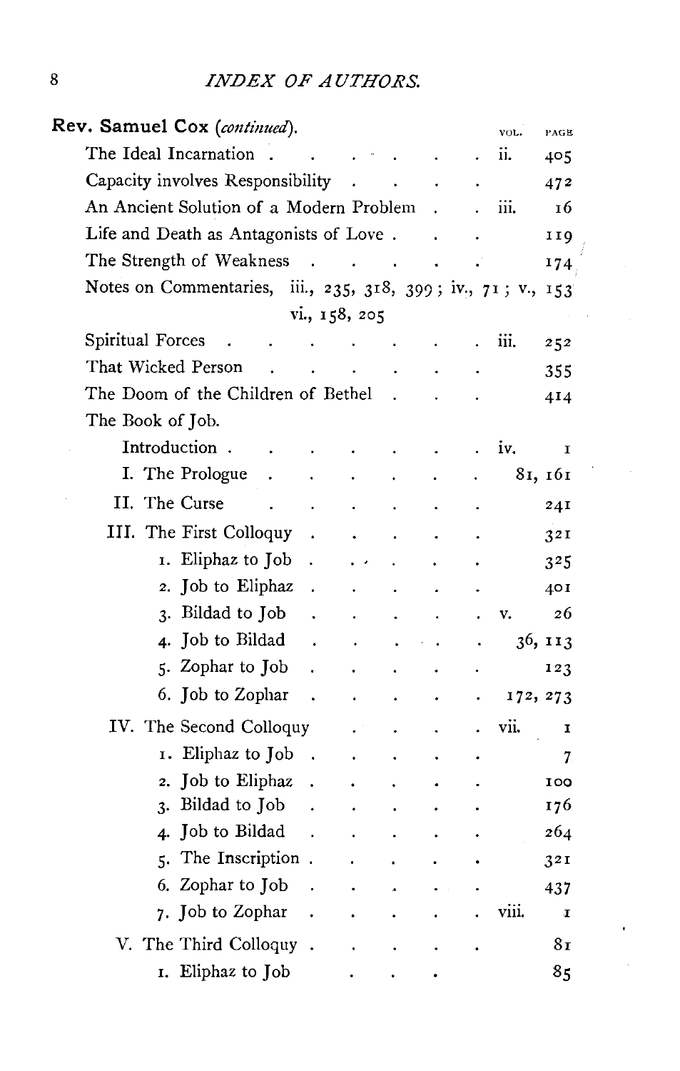**Rev. Samuel Cox** (*continued*).

| | VOL. | PAGE |
|---|---|---|
| The Ideal Incarnation | ii. | 405 |
| Capacity involves Responsibility | | 472 |
| An Ancient Solution of a Modern Problem | iii. | 16 |
| Life and Death as Antagonists of Love | | 119 |
| The Strength of Weakness | | 174 |
| Notes on Commentaries, iii., 235, 318, 399; iv., 71; v., 153; vi., 158, 205 | | |
| Spiritual Forces | iii. | 252 |
| That Wicked Person | | 355 |
| The Doom of the Children of Bethel | | 414 |
| The Book of Job. | | |
| Introduction | iv. | 1 |
| I. The Prologue | | 81, 161 |
| II. The Curse | | 241 |
| III. The First Colloquy | | 321 |
| 1. Eliphaz to Job | | 325 |
| 2. Job to Eliphaz | | 401 |
| 3. Bildad to Job | v. | 26 |
| 4. Job to Bildad | | 36, 113 |
| 5. Zophar to Job | | 123 |
| 6. Job to Zophar | | 172, 273 |
| IV. The Second Colloquy | vii. | 1 |
| 1. Eliphaz to Job | | 7 |
| 2. Job to Eliphaz | | 100 |
| 3. Bildad to Job | | 176 |
| 4. Job to Bildad | | 264 |
| 5. The Inscription | | 321 |
| 6. Zophar to Job | | 437 |
| 7. Job to Zophar | viii. | 1 |
| V. The Third Colloquy | | 81 |
| 1. Eliphaz to Job | | 85 |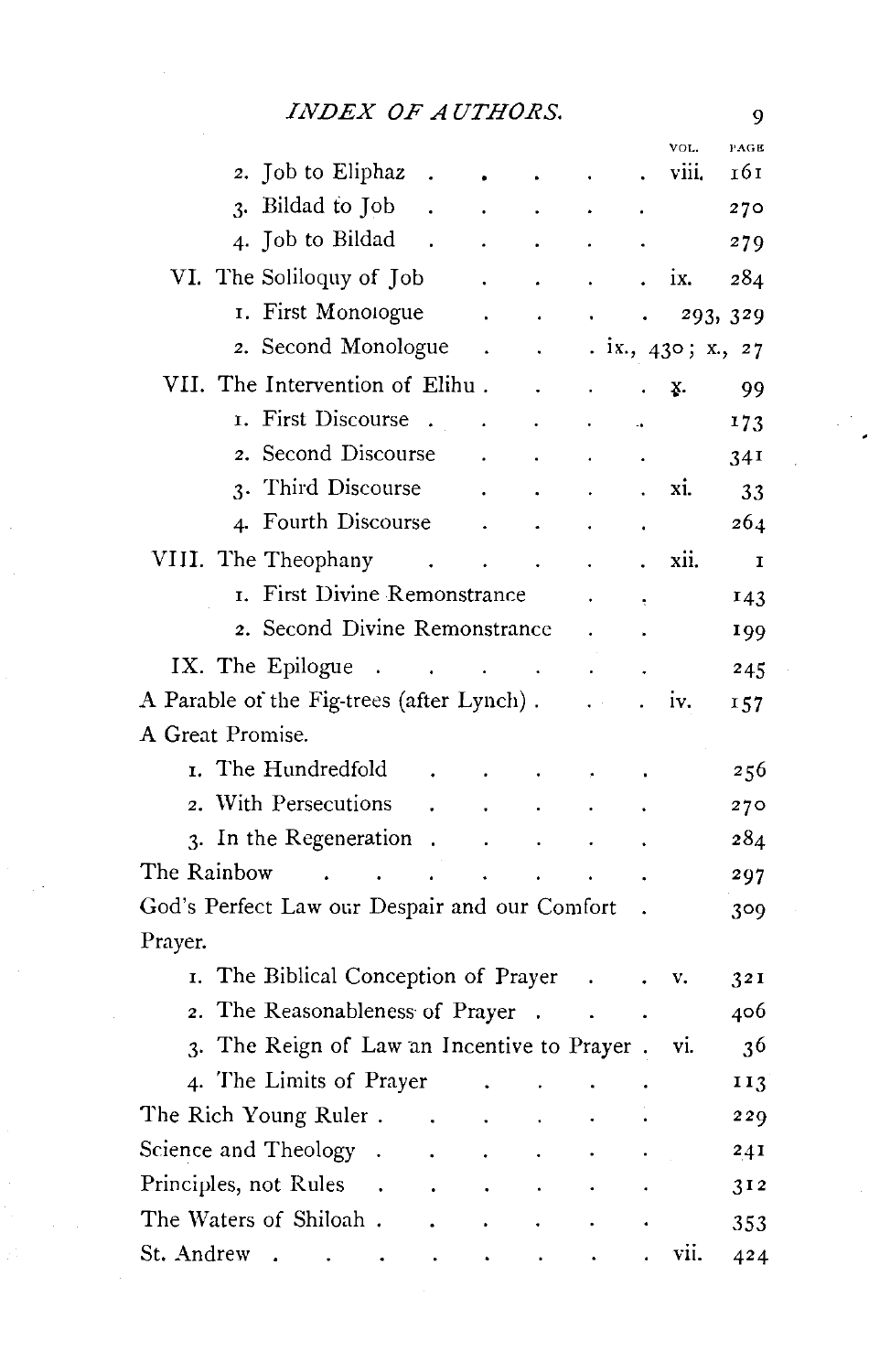| | VOL. | PAGE |
|---|---|---|
| 2. Job to Eliphaz | viii. | 161 |
| 3. Bildad to Job | | 270 |
| 4. Job to Bildad | | 279 |
| VI. The Soliloquy of Job | ix. | 284 |
| 1. First Monologue | | 293, 329 |
| 2. Second Monologue | ix., 430; x., | 27 |
| VII. The Intervention of Elihu | x. | 99 |
| 1. First Discourse | | 173 |
| 2. Second Discourse | | 341 |
| 3. Third Discourse | xi. | 33 |
| 4. Fourth Discourse | | 264 |
| VIII. The Theophany | xii. | 1 |
| 1. First Divine Remonstrance | | 143 |
| 2. Second Divine Remonstrance | | 199 |
| IX. The Epilogue | | 245 |
| A Parable of the Fig-trees (after Lynch) | iv. | 157 |
| A Great Promise. | | |
| 1. The Hundredfold | | 256 |
| 2. With Persecutions | | 270 |
| 3. In the Regeneration | | 284 |
| The Rainbow | | 297 |
| God's Perfect Law our Despair and our Comfort | | 309 |
| Prayer. | | |
| 1. The Biblical Conception of Prayer | v. | 321 |
| 2. The Reasonableness of Prayer | | 406 |
| 3. The Reign of Law an Incentive to Prayer | vi. | 36 |
| 4. The Limits of Prayer | | 113 |
| The Rich Young Ruler | | 229 |
| Science and Theology | | 241 |
| Principles, not Rules | | 312 |
| The Waters of Shiloah | | 353 |
| St. Andrew | vii. | 424 |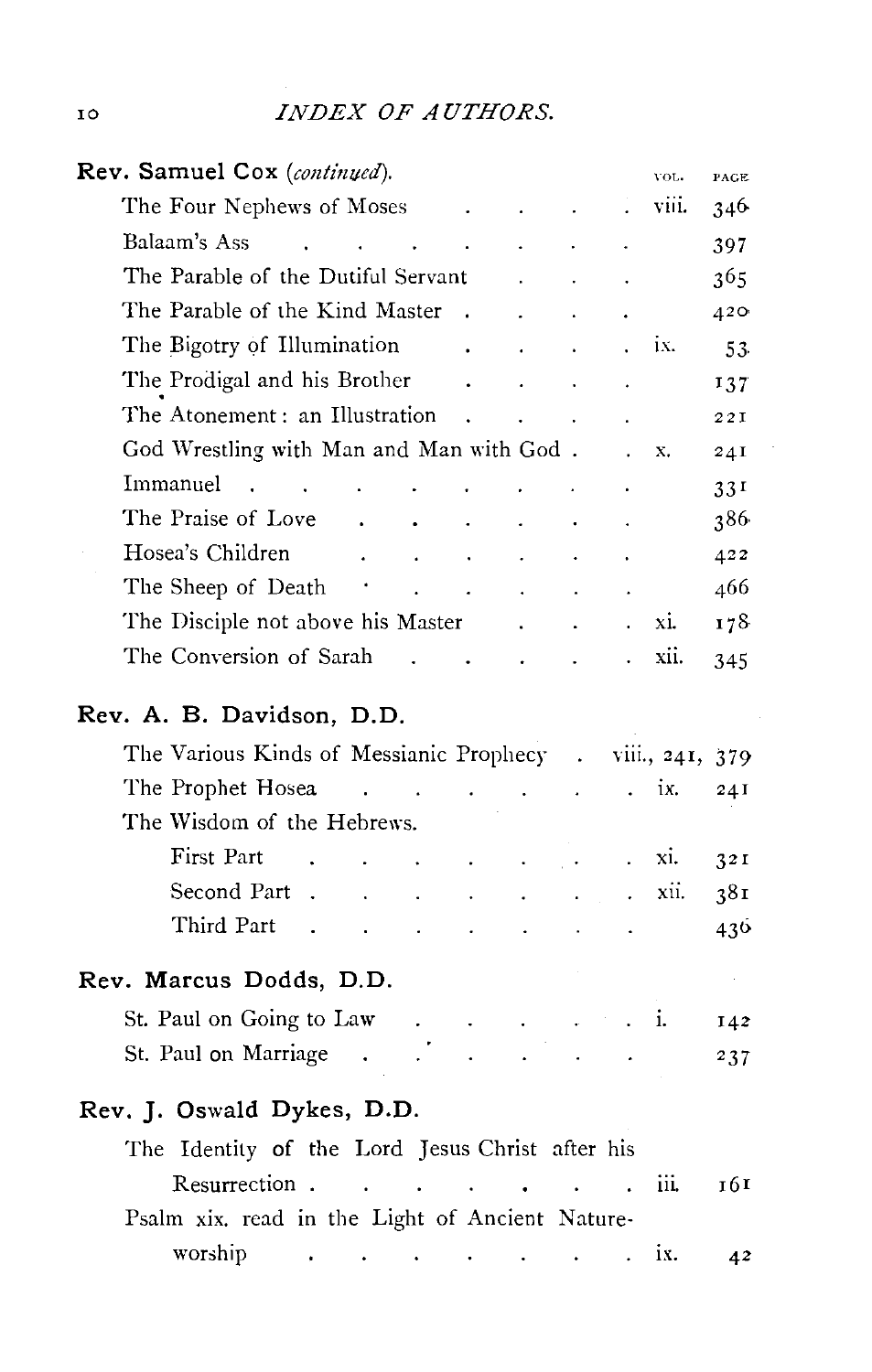**Rev. Samuel Cox** *(continued).*

| | VOL. | PAGE |
|---|---|---|
| The Four Nephews of Moses | viii. | 346 |
| Balaam's Ass | | 397 |
| The Parable of the Dutiful Servant | | 365 |
| The Parable of the Kind Master | | 420 |
| The Bigotry of Illumination | ix. | 53 |
| The Prodigal and his Brother | | 137 |
| The Atonement: an Illustration | | 221 |
| God Wrestling with Man and Man with God | x. | 241 |
| Immanuel | | 331 |
| The Praise of Love | | 386 |
| Hosea's Children | | 422 |
| The Sheep of Death | | 466 |
| The Disciple not above his Master | xi. | 178 |
| The Conversion of Sarah | xii. | 345 |

**Rev. A. B. Davidson, D.D.**

| | VOL. | PAGE |
|---|---|---|
| The Various Kinds of Messianic Prophecy | viii., 241, | 379 |
| The Prophet Hosea | ix. | 241 |
| The Wisdom of the Hebrews. | | |
| First Part | xi. | 321 |
| Second Part | xii. | 381 |
| Third Part | | 436 |

**Rev. Marcus Dodds, D.D.**

| | VOL. | PAGE |
|---|---|---|
| St. Paul on Going to Law | i. | 142 |
| St. Paul on Marriage | | 237 |

**Rev. J. Oswald Dykes, D.D.**

| | VOL. | PAGE |
|---|---|---|
| The Identity of the Lord Jesus Christ after his Resurrection | iii. | 161 |
| Psalm xix. read in the Light of Ancient Nature-worship | ix. | 42 |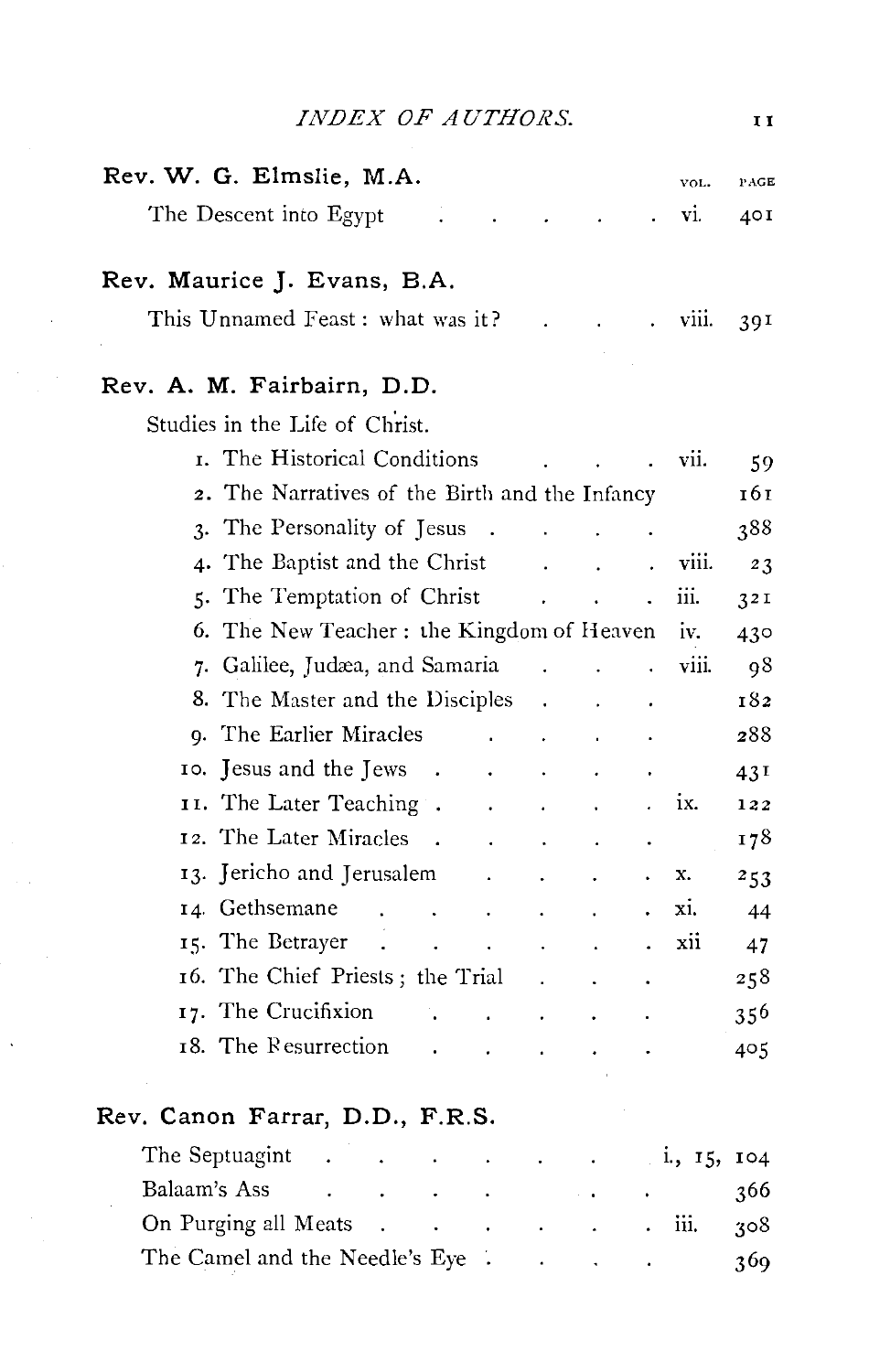## Rev. W. G. Elmslie, M.A.

| | VOL. | PAGE |
|---|---|---|
| The Descent into Egypt | vi. | 401 |

## Rev. Maurice J. Evans, B.A.

| | | |
|---|---|---|
| This Unnamed Feast: what was it? | viii. | 391 |

## Rev. A. M. Fairbairn, D.D.

Studies in the Life of Christ.

| | | |
|---|---|---|
| 1. The Historical Conditions | vii. | 59 |
| 2. The Narratives of the Birth and the Infancy | | 161 |
| 3. The Personality of Jesus | | 388 |
| 4. The Baptist and the Christ | viii. | 23 |
| 5. The Temptation of Christ | iii. | 321 |
| 6. The New Teacher: the Kingdom of Heaven | iv. | 430 |
| 7. Galilee, Judæa, and Samaria | viii. | 98 |
| 8. The Master and the Disciples | | 182 |
| 9. The Earlier Miracles | | 288 |
| 10. Jesus and the Jews | | 431 |
| 11. The Later Teaching | ix. | 122 |
| 12. The Later Miracles | | 178 |
| 13. Jericho and Jerusalem | x. | 253 |
| 14. Gethsemane | xi. | 44 |
| 15. The Betrayer | xii | 47 |
| 16. The Chief Priests; the Trial | | 258 |
| 17. The Crucifixion | | 356 |
| 18. The Resurrection | | 405 |

## Rev. Canon Farrar, D.D., F.R.S.

| | | |
|---|---|---|
| The Septuagint | i., 15, | 104 |
| Balaam's Ass | | 366 |
| On Purging all Meats | iii. | 308 |
| The Camel and the Needle's Eye | | 369 |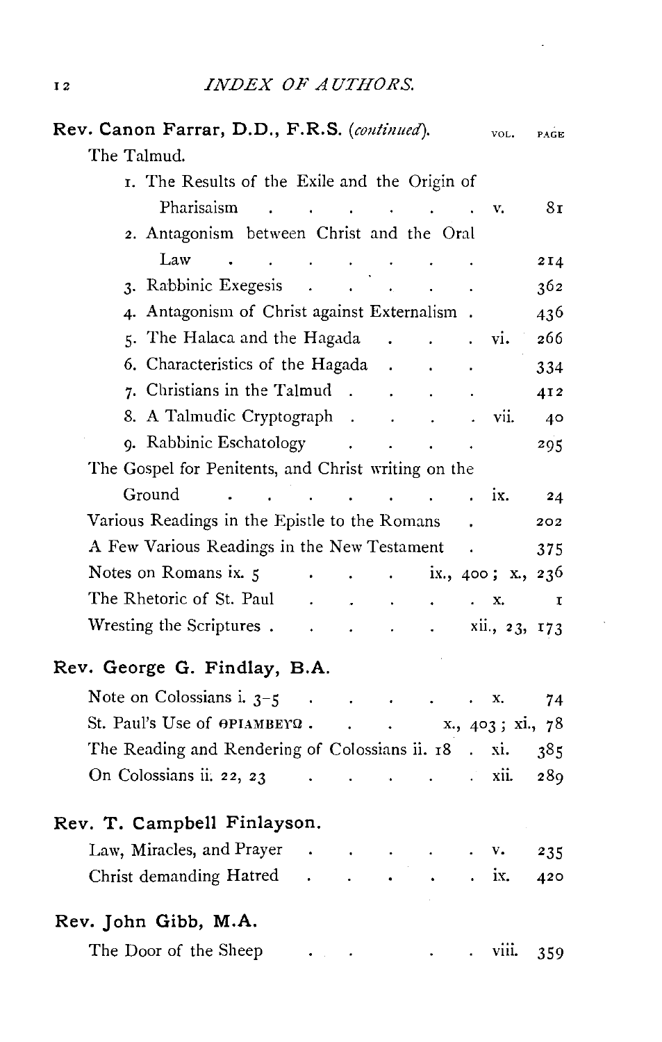**Rev. Canon Farrar, D.D., F.R.S.** *(continued).*

| | VOL. | PAGE |
|---|---|---|
| The Talmud. | | |
| 1. The Results of the Exile and the Origin of Pharisaism | v. | 81 |
| 2. Antagonism between Christ and the Oral Law | | 214 |
| 3. Rabbinic Exegesis | | 362 |
| 4. Antagonism of Christ against Externalism | | 436 |
| 5. The Halaca and the Hagada | vi. | 266 |
| 6. Characteristics of the Hagada | | 334 |
| 7. Christians in the Talmud | | 412 |
| 8. A Talmudic Cryptograph | vii. | 40 |
| 9. Rabbinic Eschatology | | 295 |
| The Gospel for Penitents, and Christ writing on the Ground | ix. | 24 |
| Various Readings in the Epistle to the Romans | | 202 |
| A Few Various Readings in the New Testament | | 375 |
| Notes on Romans ix. 5 | ix., 400; x., | 236 |
| The Rhetoric of St. Paul | x. | 1 |
| Wresting the Scriptures | xii., 23, | 173 |

**Rev. George G. Findlay, B.A.**

| | | |
|---|---|---|
| Note on Colossians i. 3–5 | x. | 74 |
| St. Paul's Use of ΘΡΙΑΜΒΕΥΩ | x., 403; xi., | 78 |
| The Reading and Rendering of Colossians ii. 18 | xi. | 385 |
| On Colossians ii. 22, 23 | xii. | 289 |

**Rev. T. Campbell Finlayson.**

| | | |
|---|---|---|
| Law, Miracles, and Prayer | v. | 235 |
| Christ demanding Hatred | ix. | 420 |

**Rev. John Gibb, M.A.**

| | | |
|---|---|---|
| The Door of the Sheep | viii. | 359 |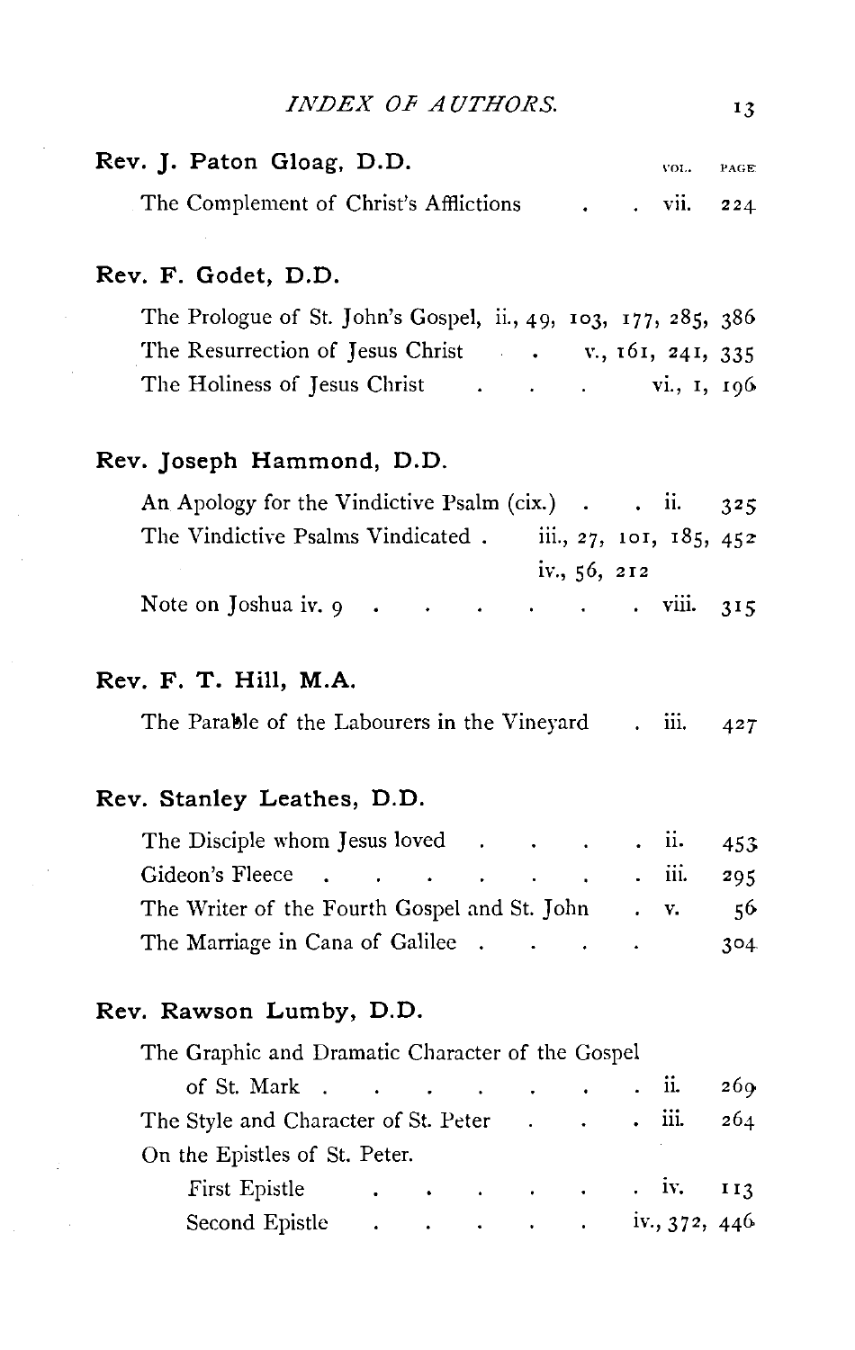## INDEX OF AUTHORS.

**Rev. J. Paton Gloag, D.D.**

| | VOL. | PAGE |
|---|---|---|
| The Complement of Christ's Afflictions | vii. | 224 |

**Rev. F. Godet, D.D.**

| | |
|---|---|
| The Prologue of St. John's Gospel | ii., 49, 103, 177, 285, 386 |
| The Resurrection of Jesus Christ | v., 161, 241, 335 |
| The Holiness of Jesus Christ | vi., 1, 196 |

**Rev. Joseph Hammond, D.D.**

| | VOL. | PAGE |
|---|---|---|
| An Apology for the Vindictive Psalm (cix.) | ii. | 325 |
| The Vindictive Psalms Vindicated | iii., 27, 101, 185, 452 | |
| | iv., 56, 212 | |
| Note on Joshua iv. 9 | viii. | 315 |

**Rev. F. T. Hill, M.A.**

| | VOL. | PAGE |
|---|---|---|
| The Parable of the Labourers in the Vineyard | iii. | 427 |

**Rev. Stanley Leathes, D.D.**

| | VOL. | PAGE |
|---|---|---|
| The Disciple whom Jesus loved | ii. | 453 |
| Gideon's Fleece | iii. | 295 |
| The Writer of the Fourth Gospel and St. John | v. | 56 |
| The Marriage in Cana of Galilee | | 304 |

**Rev. Rawson Lumby, D.D.**

| | VOL. | PAGE |
|---|---|---|
| The Graphic and Dramatic Character of the Gospel of St. Mark | ii. | 269 |
| The Style and Character of St. Peter | iii. | 264 |
| On the Epistles of St. Peter. | | |
| First Epistle | iv. | 113 |
| Second Epistle | iv., 372, 446 | |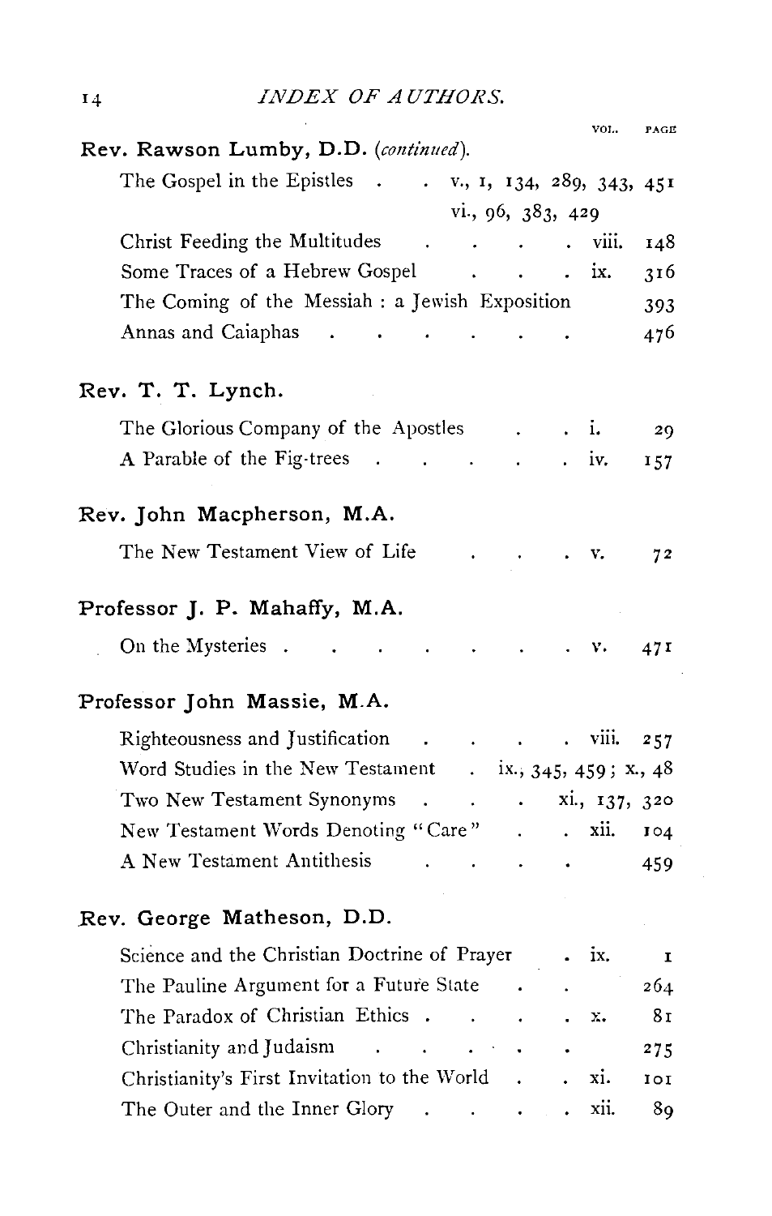| | VOL. | PAGE |
|---|---|---|
| **Rev. Rawson Lumby, D.D.** (*continued*). | | |
| The Gospel in the Epistles | v., 1, 134, 289, 343, 451 | |
| | vi., 96, 383, 429 | |
| Christ Feeding the Multitudes | viii. | 148 |
| Some Traces of a Hebrew Gospel | ix. | 316 |
| The Coming of the Messiah: a Jewish Exposition | | 393 |
| Annas and Caiaphas | | 476 |
| **Rev. T. T. Lynch.** | | |
| The Glorious Company of the Apostles | i. | 29 |
| A Parable of the Fig-trees | iv. | 157 |
| **Rev. John Macpherson, M.A.** | | |
| The New Testament View of Life | v. | 72 |
| **Professor J. P. Mahaffy, M.A.** | | |
| On the Mysteries | v. | 471 |
| **Professor John Massie, M.A.** | | |
| Righteousness and Justification | viii. | 257 |
| Word Studies in the New Testament | ix., 345, 459; x., 48 | |
| Two New Testament Synonyms | xi., 137, 320 | |
| New Testament Words Denoting "Care" | xii. | 104 |
| A New Testament Antithesis | | 459 |
| **Rev. George Matheson, D.D.** | | |
| Science and the Christian Doctrine of Prayer | ix. | 1 |
| The Pauline Argument for a Future State | | 264 |
| The Paradox of Christian Ethics | x. | 81 |
| Christianity and Judaism | | 275 |
| Christianity's First Invitation to the World | xi. | 101 |
| The Outer and the Inner Glory | xii. | 89 |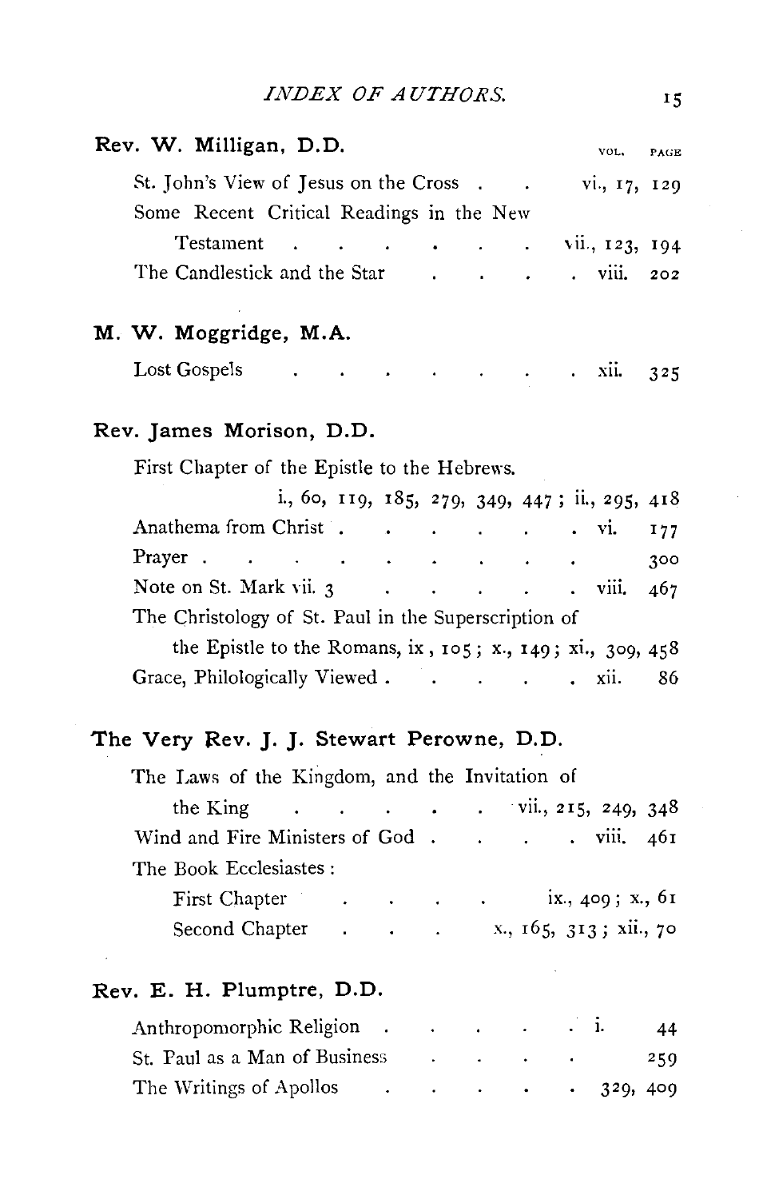**Rev. W. Milligan, D.D.**

| | VOL. | PAGE |
|---|---|---|
| St. John's View of Jesus on the Cross | vi., 17, | 129 |
| Some Recent Critical Readings in the New Testament | vii., 123, | 194 |
| The Candlestick and the Star | viii. | 202 |

**M. W. Moggridge, M.A.**

| | | |
|---|---|---|
| Lost Gospels | xii. | 325 |

**Rev. James Morison, D.D.**

First Chapter of the Epistle to the Hebrews. i., 60, 119, 185, 279, 349, 447; ii., 295, 418

| | | |
|---|---|---|
| Anathema from Christ | vi. | 177 |
| Prayer | | 300 |
| Note on St. Mark vii. 3 | viii. | 467 |

The Christology of St. Paul in the Superscription of the Epistle to the Romans, ix, 105; x., 149; xi., 309, 458

| | | |
|---|---|---|
| Grace, Philologically Viewed | xii. | 86 |

**The Very Rev. J. J. Stewart Perowne, D.D.**

The Laws of the Kingdom, and the Invitation of the King . . . vii., 215, 249, 348

Wind and Fire Ministers of God . . . viii. 461

The Book Ecclesiastes:

- First Chapter . . . ix., 409; x., 61
- Second Chapter . . . x., 165, 313; xii., 70

**Rev. E. H. Plumptre, D.D.**

| | | |
|---|---|---|
| Anthropomorphic Religion | i. | 44 |
| St. Paul as a Man of Business | | 259 |
| The Writings of Apollos | | 329, 409 |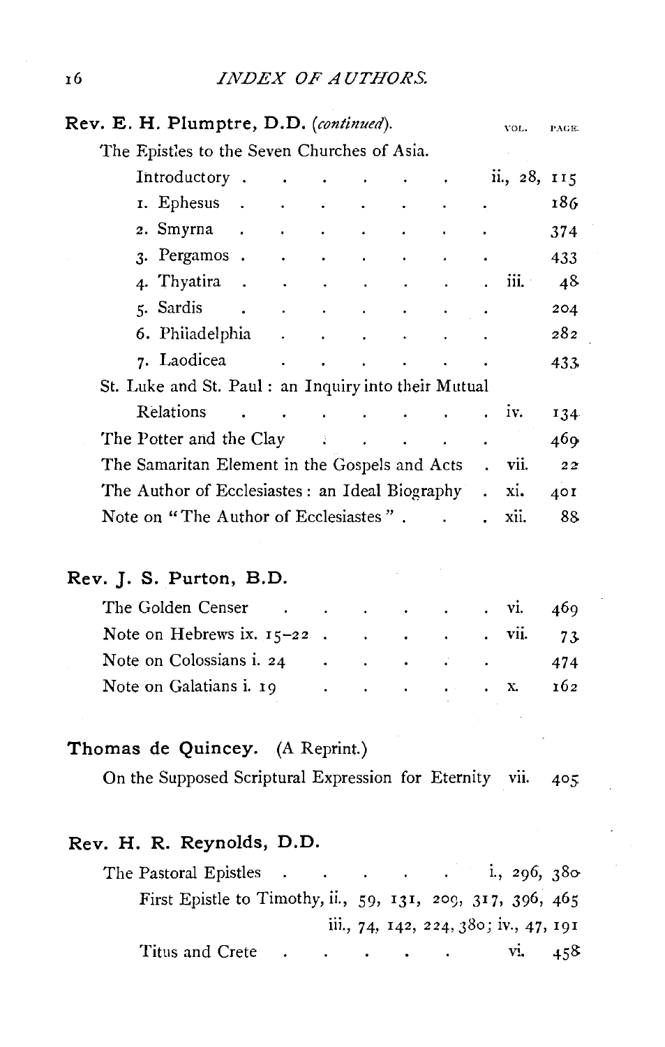**Rev. E. H. Plumptre, D.D.** *(continued).*

| | VOL. | PAGE |
|---|---|---|
| The Epistles to the Seven Churches of Asia. | | |
| Introductory | ii., | 28, 115 |
| 1. Ephesus | | 186 |
| 2. Smyrna | | 374 |
| 3. Pergamos | | 433 |
| 4. Thyatira | iii. | 48 |
| 5. Sardis | | 204 |
| 6. Philadelphia | | 282 |
| 7. Laodicea | | 433 |
| St. Luke and St. Paul: an Inquiry into their Mutual Relations | iv. | 134 |
| The Potter and the Clay | | 469 |
| The Samaritan Element in the Gospels and Acts | vii. | 22 |
| The Author of Ecclesiastes: an Ideal Biography | xi. | 401 |
| Note on "The Author of Ecclesiastes" | xii. | 88 |

**Rev. J. S. Purton, B.D.**

| | VOL. | PAGE |
|---|---|---|
| The Golden Censer | vi. | 469 |
| Note on Hebrews ix. 15–22 | vii. | 73 |
| Note on Colossians i. 24 | | 474 |
| Note on Galatians i. 19 | x. | 162 |

**Thomas de Quincey.** (A Reprint.)

| | VOL. | PAGE |
|---|---|---|
| On the Supposed Scriptural Expression for Eternity | vii. | 405 |

**Rev. H. R. Reynolds, D.D.**

| | VOL. | PAGE |
|---|---|---|
| The Pastoral Epistles | i., | 296, 380 |
| First Epistle to Timothy, ii., 59, 131, 209, 317, 396, 465 | | |
| iii., 74, 142, 224, 380; iv., 47, 191 | | |
| Titus and Crete | vi. | 458 |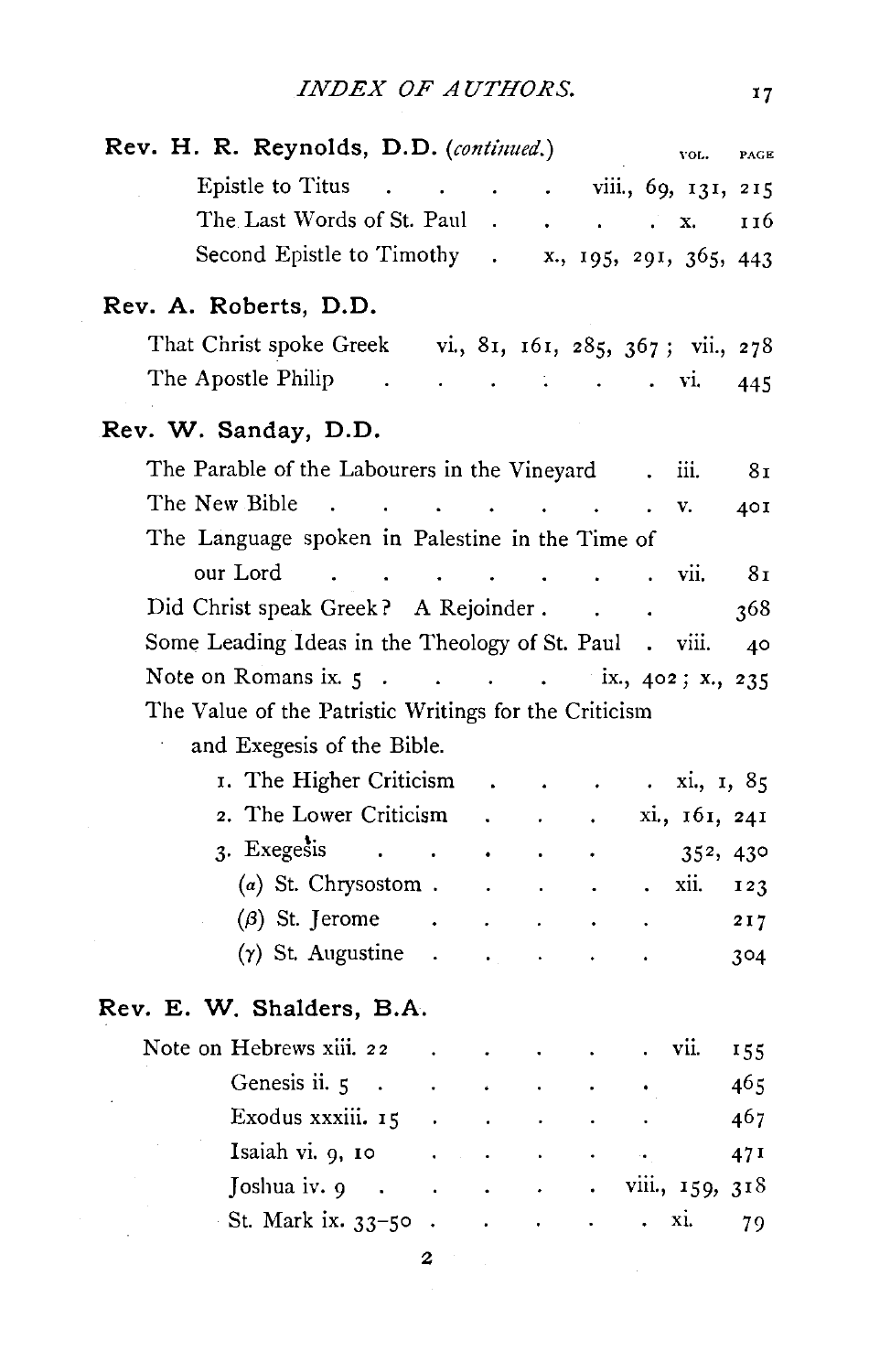**Rev. H. R. Reynolds, D.D.** (*continued.*)

| | VOL. PAGE |
|---|---|
| Epistle to Titus | viii., 69, 131, 215 |
| The Last Words of St. Paul | x. 116 |
| Second Epistle to Timothy | x., 195, 291, 365, 443 |

**Rev. A. Roberts, D.D.**

| | |
|---|---|
| That Christ spoke Greek | vi., 81, 161, 285, 367; vii., 278 |
| The Apostle Philip | vi. 445 |

**Rev. W. Sanday, D.D.**

| | |
|---|---|
| The Parable of the Labourers in the Vineyard | iii. 81 |
| The New Bible | v. 401 |
| The Language spoken in Palestine in the Time of our Lord | vii. 81 |
| Did Christ speak Greek? A Rejoinder | 368 |
| Some Leading Ideas in the Theology of St. Paul | viii. 40 |
| Note on Romans ix. 5 | ix., 402; x., 235 |
| The Value of the Patristic Writings for the Criticism and Exegesis of the Bible. | |
| 1. The Higher Criticism | xi., 1, 85 |
| 2. The Lower Criticism | xi., 161, 241 |
| 3. Exegesis | 352, 430 |
| (α) St. Chrysostom | xii. 123 |
| (β) St. Jerome | 217 |
| (γ) St. Augustine | 304 |

**Rev. E. W. Shalders, B.A.**

| | |
|---|---|
| Note on Hebrews xiii. 22 | vii. 155 |
| Genesis ii. 5 | 465 |
| Exodus xxxiii. 15 | 467 |
| Isaiah vi. 9, 10 | 471 |
| Joshua iv. 9 | viii., 159, 318 |
| St. Mark ix. 33–50 | xi. 79 |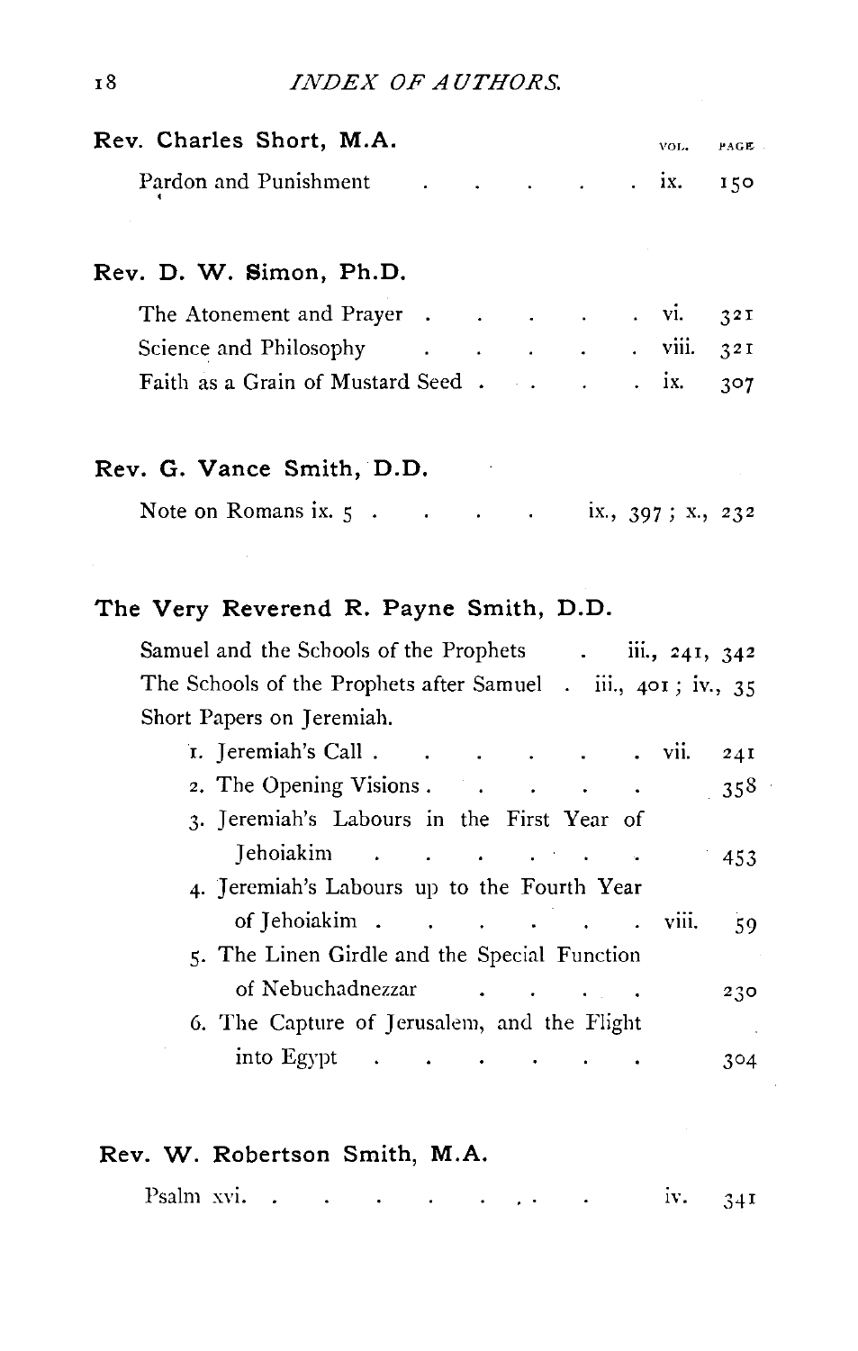### Rev. Charles Short, M.A.

| | VOL. | PAGE |
|---|---|---|
| Pardon and Punishment | ix. | 150 |

### Rev. D. W. Simon, Ph.D.

| | | |
|---|---|---|
| The Atonement and Prayer | vi. | 321 |
| Science and Philosophy | viii. | 321 |
| Faith as a Grain of Mustard Seed | ix. | 307 |

### Rev. G. Vance Smith, D.D.

Note on Romans ix. 5 . . . . . ix., 397 ; x., 232

### The Very Reverend R. Payne Smith, D.D.

Samuel and the Schools of the Prophets . iii., 241, 342

The Schools of the Prophets after Samuel . iii., 401 ; iv., 35

Short Papers on Jeremiah.

| | | |
|---|---|---|
| 1. Jeremiah's Call | vii. | 241 |
| 2. The Opening Visions | | 358 |
| 3. Jeremiah's Labours in the First Year of Jehoiakim | | 453 |
| 4. Jeremiah's Labours up to the Fourth Year of Jehoiakim | viii. | 59 |
| 5. The Linen Girdle and the Special Function of Nebuchadnezzar | | 230 |
| 6. The Capture of Jerusalem, and the Flight into Egypt | | 304 |

### Rev. W. Robertson Smith, M.A.

| | | |
|---|---|---|
| Psalm xvi. | iv. | 341 |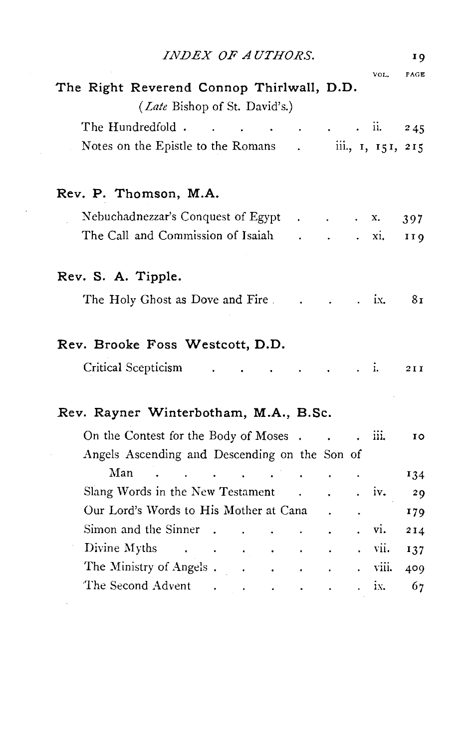| | VOL. | PAGE |
|---|---|---|
| **The Right Reverend Connop Thirlwall, D.D.** | | |
| (*Late* Bishop of St. David's.) | | |
| The Hundredfold | ii. | 245 |
| Notes on the Epistle to the Romans | iii., | 1, 151, 215 |
| | | |
| **Rev. P. Thomson, M.A.** | | |
| Nebuchadnezzar's Conquest of Egypt | x. | 397 |
| The Call and Commission of Isaiah | xi. | 119 |
| | | |
| **Rev. S. A. Tipple.** | | |
| The Holy Ghost as Dove and Fire | ix. | 81 |
| | | |
| **Rev. Brooke Foss Westcott, D.D.** | | |
| Critical Scepticism | i. | 211 |
| | | |
| **Rev. Rayner Winterbotham, M.A., B.Sc.** | | |
| On the Contest for the Body of Moses | iii. | 10 |
| Angels Ascending and Descending on the Son of Man | | 134 |
| Slang Words in the New Testament | iv. | 29 |
| Our Lord's Words to His Mother at Cana | | 179 |
| Simon and the Sinner | vi. | 214 |
| Divine Myths | vii. | 137 |
| The Ministry of Angels | viii. | 409 |
| The Second Advent | ix. | 67 |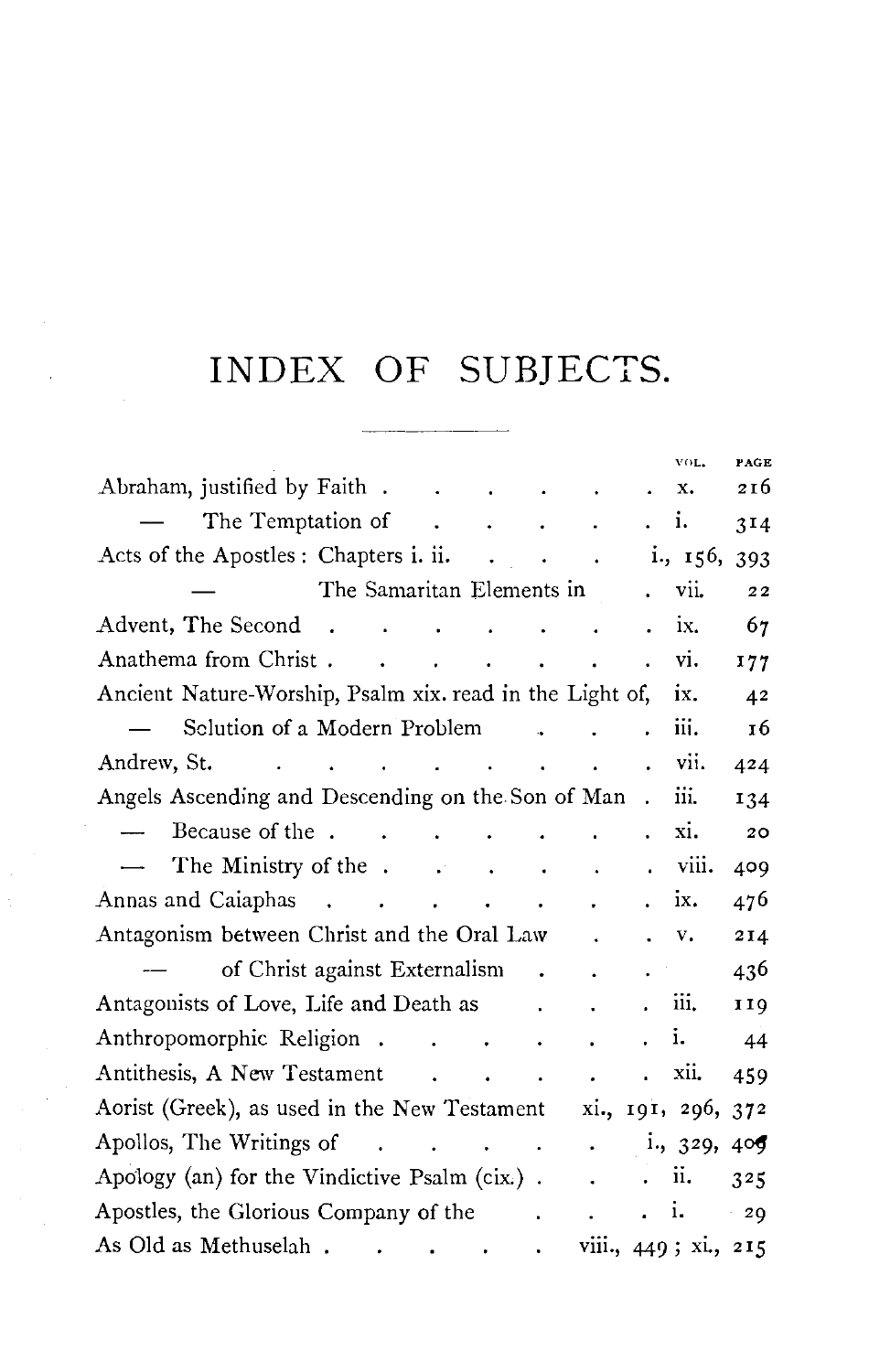# INDEX OF SUBJECTS.

| | VOL. | PAGE |
|---|---|---|
| Abraham, justified by Faith | x. | 216 |
| — The Temptation of | i. | 314 |
| Acts of the Apostles: Chapters i. ii. | i., 156, | 393 |
| — The Samaritan Elements in | vii. | 22 |
| Advent, The Second | ix. | 67 |
| Anathema from Christ | vi. | 177 |
| Ancient Nature-Worship, Psalm xix. read in the Light of, | ix. | 42 |
| — Solution of a Modern Problem | iii. | 16 |
| Andrew, St. | vii. | 424 |
| Angels Ascending and Descending on the Son of Man | iii. | 134 |
| — Because of the | xi. | 20 |
| — The Ministry of the | viii. | 409 |
| Annas and Caiaphas | ix. | 476 |
| Antagonism between Christ and the Oral Law | v. | 214 |
| — of Christ against Externalism | | 436 |
| Antagonists of Love, Life and Death as | iii. | 119 |
| Anthropomorphic Religion | i. | 44 |
| Antithesis, A New Testament | xii. | 459 |
| Aorist (Greek), as used in the New Testament | xi., 191, 296, | 372 |
| Apollos, The Writings of | i., 329, | 409 |
| Apology (an) for the Vindictive Psalm (cix.) | ii. | 325 |
| Apostles, the Glorious Company of the | i. | 29 |
| As Old as Methuselah | viii., 449; xi., | 215 |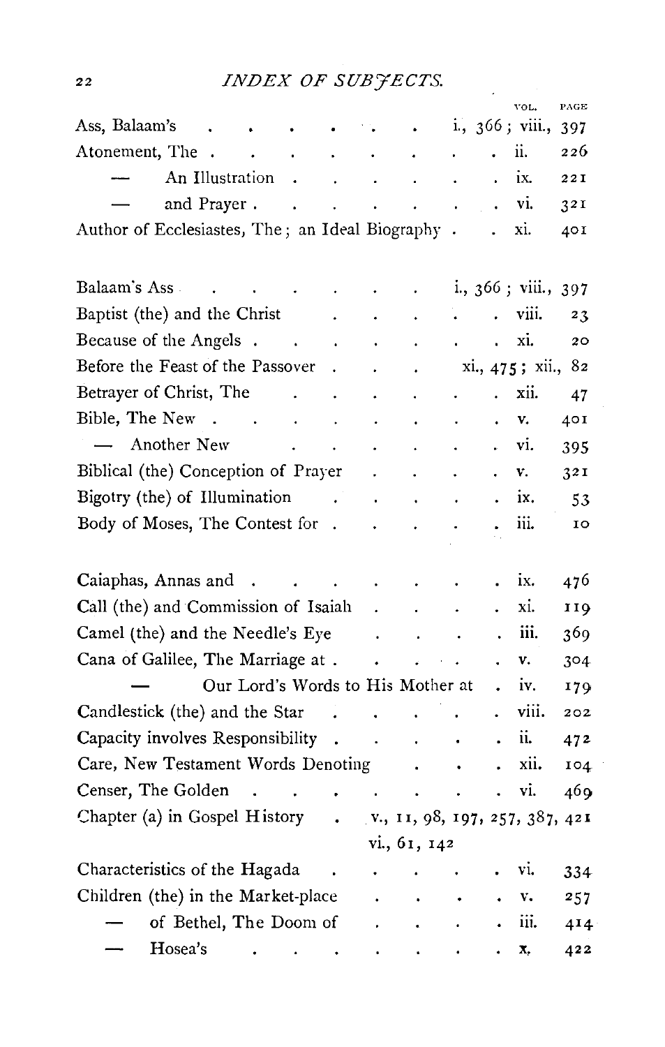## INDEX OF SUBJECTS.

| | VOL. | PAGE |
|---|---|---|
| Ass, Balaam's | i., 366; viii., | 397 |
| Atonement, The | ii. | 226 |
| — An Illustration | ix. | 221 |
| — and Prayer | vi. | 321 |
| Author of Ecclesiastes, The; an Ideal Biography | xi. | 401 |
| | | |
| Balaam's Ass | i., 366; viii., | 397 |
| Baptist (the) and the Christ | viii. | 23 |
| Because of the Angels | xi. | 20 |
| Before the Feast of the Passover | xi., 475; xii., | 82 |
| Betrayer of Christ, The | xii. | 47 |
| Bible, The New | v. | 401 |
| — Another New | vi. | 395 |
| Biblical (the) Conception of Prayer | v. | 321 |
| Bigotry (the) of Illumination | ix. | 53 |
| Body of Moses, The Contest for | iii. | 10 |
| | | |
| Caiaphas, Annas and | ix. | 476 |
| Call (the) and Commission of Isaiah | xi. | 119 |
| Camel (the) and the Needle's Eye | iii. | 369 |
| Cana of Galilee, The Marriage at | v. | 304 |
| — Our Lord's Words to His Mother at | iv. | 179 |
| Candlestick (the) and the Star | viii. | 202 |
| Capacity involves Responsibility | ii. | 472 |
| Care, New Testament Words Denoting | xii. | 104 |
| Censer, The Golden | vi. | 469 |
| Chapter (a) in Gospel History | v., 11, 98, 197, 257, 387, 421; vi., 61, 142 | |
| Characteristics of the Hagada | vi. | 334 |
| Children (the) in the Market-place | v. | 257 |
| — of Bethel, The Doom of | iii. | 414 |
| — Hosea's | x. | 422 |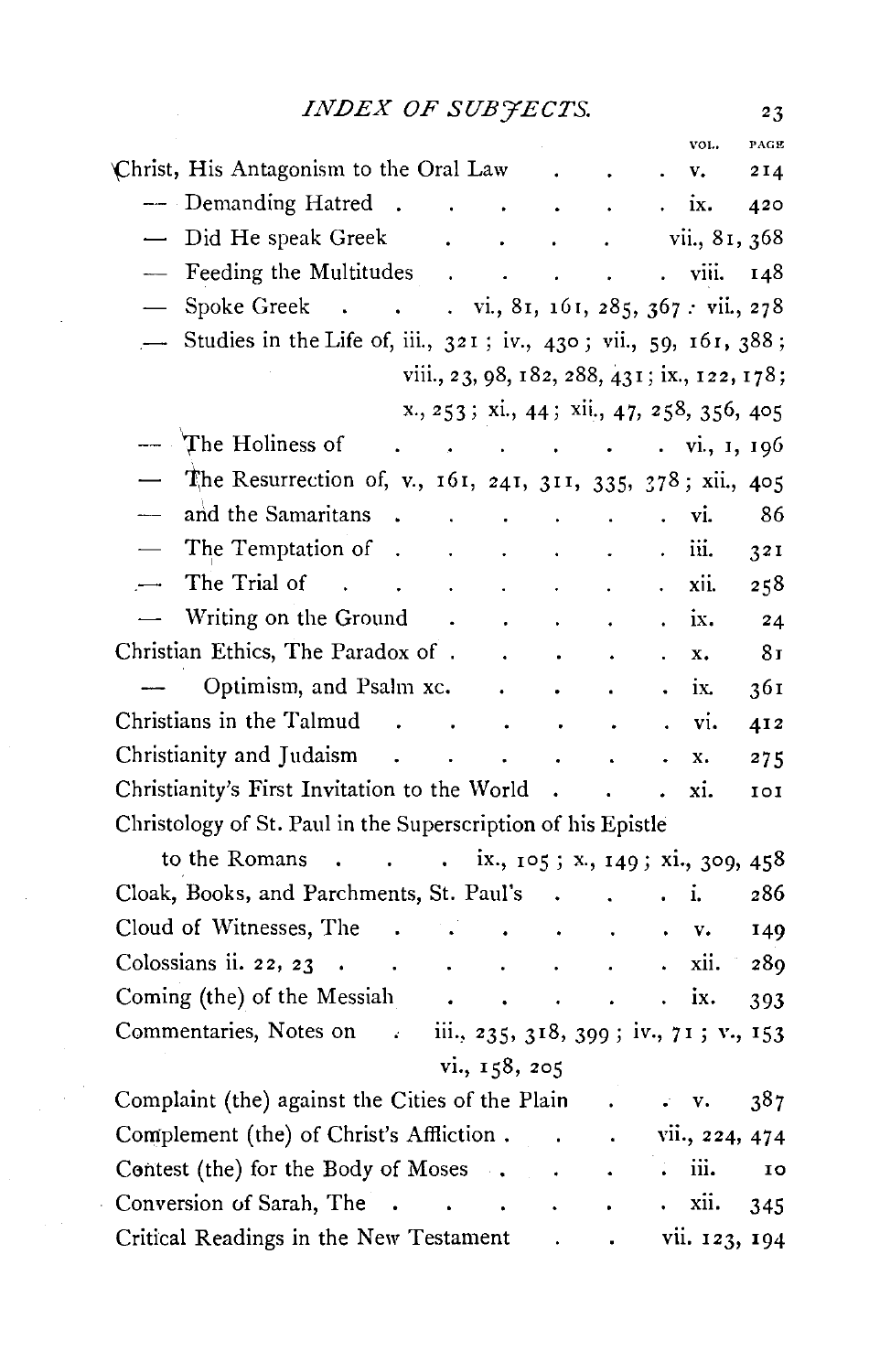## INDEX OF SUBJECTS.

| | VOL. | PAGE |
|---|---|---|
| Christ, His Antagonism to the Oral Law | v. | 214 |
| — Demanding Hatred | ix. | 420 |
| — Did He speak Greek | vii., 81, 368 | |
| — Feeding the Multitudes | viii. | 148 |
| — Spoke Greek . . . vi., 81, 161, 285, 367 : vii., 278 | | |
| — Studies in the Life of, iii., 321; iv., 430; vii., 59, 161, 388; viii., 23, 98, 182, 288, 431; ix., 122, 178; x., 253; xi., 44; xii., 47, 258, 356, 405 | | |
| — The Holiness of | vi., 1, 196 | |
| — The Resurrection of, v., 161, 241, 311, 335, 378; xii., 405 | | |
| — and the Samaritans | vi. | 86 |
| — The Temptation of | iii. | 321 |
| — The Trial of | xii. | 258 |
| — Writing on the Ground | ix. | 24 |
| Christian Ethics, The Paradox of | x. | 81 |
| — Optimism, and Psalm xc. | ix. | 361 |
| Christians in the Talmud | vi. | 412 |
| Christianity and Judaism | x. | 275 |
| Christianity's First Invitation to the World | xi. | 101 |
| Christology of St. Paul in the Superscription of his Epistle to the Romans . . . ix., 105; x., 149; xi., 309, 458 | | |
| Cloak, Books, and Parchments, St. Paul's | i. | 286 |
| Cloud of Witnesses, The | v. | 149 |
| Colossians ii. 22, 23 | xii. | 289 |
| Coming (the) of the Messiah | ix. | 393 |
| Commentaries, Notes on . iii., 235, 318, 399; iv., 71; v., 153; vi., 158, 205 | | |
| Complaint (the) against the Cities of the Plain | v. | 387 |
| Complement (the) of Christ's Affliction | vii., 224, 474 | |
| Contest (the) for the Body of Moses | iii. | 10 |
| Conversion of Sarah, The | xii. | 345 |
| Critical Readings in the New Testament | vii. 123, 194 | |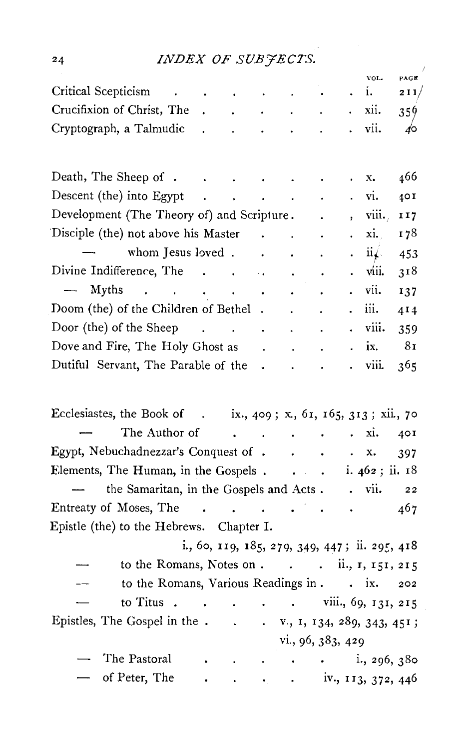| | VOL. | PAGE |
|---|---|---|
| Critical Scepticism | i. | 211 |
| Crucifixion of Christ, The | xii. | 359 |
| Cryptograph, a Talmudic | vii. | 40 |
| | | |
| Death, The Sheep of | x. | 466 |
| Descent (the) into Egypt | vi. | 401 |
| Development (The Theory of) and Scripture | viii. | 117 |
| Disciple (the) not above his Master | xi. | 178 |
| — whom Jesus loved | ii. | 453 |
| Divine Indifference, The | viii. | 318 |
| — Myths | vii. | 137 |
| Doom (the) of the Children of Bethel | iii. | 414 |
| Door (the) of the Sheep | viii. | 359 |
| Dove and Fire, The Holy Ghost as | ix. | 81 |
| Dutiful Servant, The Parable of the | viii. | 365 |

Ecclesiastes, the Book of . . . ix., 409; x., 61, 165, 313; xii., 70

— The Author of . . . xi. 401

Egypt, Nebuchadnezzar's Conquest of . . . x. 397

Elements, The Human, in the Gospels . . . i. 462; ii. 18

— the Samaritan, in the Gospels and Acts . . . vii. 22

Entreaty of Moses, The . . . 467

Epistle (the) to the Hebrews. Chapter I.
i., 60, 119, 185, 279, 349, 447; ii. 295, 418

— to the Romans, Notes on . . . ii., 1, 151, 215

— to the Romans, Various Readings in . . . ix. 202

— to Titus . . . viii., 69, 131, 215

Epistles, The Gospel in the . . . v., 1, 134, 289, 343, 451; vi., 96, 383, 429

— The Pastoral . . . i., 296, 380

— of Peter, The . . . iv., 113, 372, 446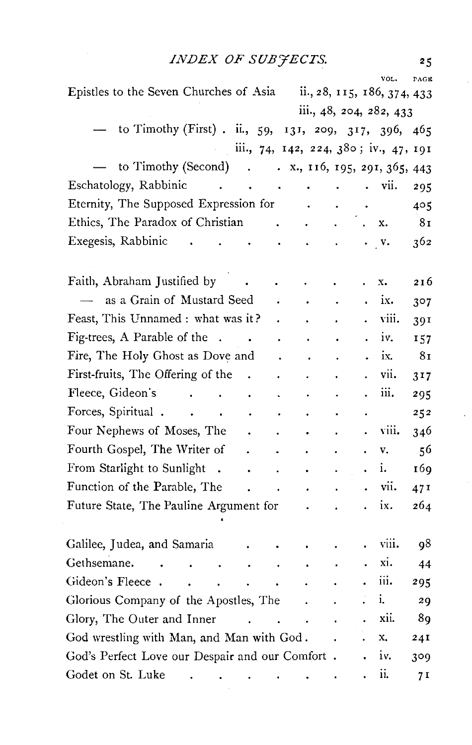| | VOL. | PAGE |
|---|---|---|
| Epistles to the Seven Churches of Asia | ii., 28, 115, 186, 374, 433 | |
| | iii., 48, 204, 282, 433 | |
| — to Timothy (First) | ii., 59, 131, 209, 317, 396, 465 | |
| | iii., 74, 142, 224, 380; iv., 47, 191 | |
| — to Timothy (Second) | x., 116, 195, 291, 365, 443 | |
| Eschatology, Rabbinic | vii. | 295 |
| Eternity, The Supposed Expression for | | 405 |
| Ethics, The Paradox of Christian | x. | 81 |
| Exegesis, Rabbinic | v. | 362 |
| | | |
| Faith, Abraham Justified by | x. | 216 |
| — as a Grain of Mustard Seed | ix. | 307 |
| Feast, This Unnamed: what was it? | viii. | 391 |
| Fig-trees, A Parable of the | iv. | 157 |
| Fire, The Holy Ghost as Dove and | ix. | 81 |
| First-fruits, The Offering of the | vii. | 317 |
| Fleece, Gideon's | iii. | 295 |
| Forces, Spiritual | | 252 |
| Four Nephews of Moses, The | viii. | 346 |
| Fourth Gospel, The Writer of | v. | 56 |
| From Starlight to Sunlight | i. | 169 |
| Function of the Parable, The | vii. | 471 |
| Future State, The Pauline Argument for | ix. | 264 |
| | | |
| Galilee, Judea, and Samaria | viii. | 98 |
| Gethsemane. | xi. | 44 |
| Gideon's Fleece | iii. | 295 |
| Glorious Company of the Apostles, The | i. | 29 |
| Glory, The Outer and Inner | xii. | 89 |
| God wrestling with Man, and Man with God | x. | 241 |
| God's Perfect Love our Despair and our Comfort | iv. | 309 |
| Godet on St. Luke | ii. | 71 |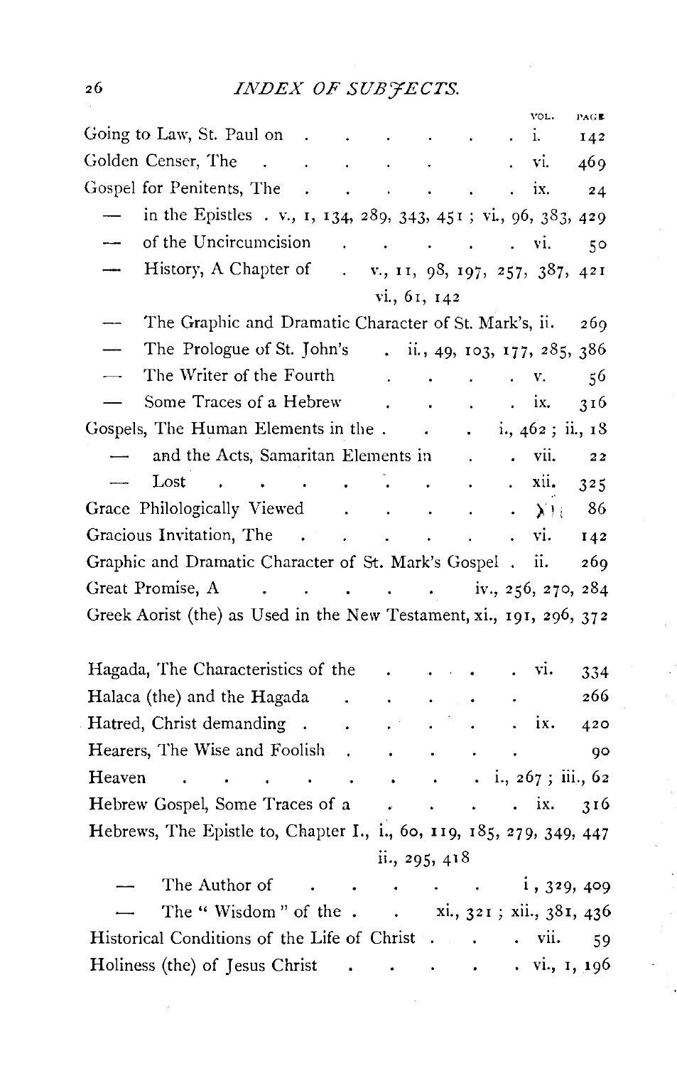## INDEX OF SUBJECTS.

| | VOL. | PAGE |
|---|---|---|
| Going to Law, St. Paul on | i. | 142 |
| Golden Censer, The | vi. | 469 |
| Gospel for Penitents, The | ix. | 24 |
| — in the Epistles . v., 1, 134, 289, 343, 451 ; vi., 96, 383, 429 | | |
| — of the Uncircumcision | vi. | 50 |
| — History, A Chapter of . v., 11, 98, 197, 257, 387, 421 vi., 61, 142 | | |
| — The Graphic and Dramatic Character of St. Mark's, | ii. | 269 |
| — The Prologue of St. John's . ii., 49, 103, 177, 285, 386 | | |
| — The Writer of the Fourth | v. | 56 |
| — Some Traces of a Hebrew | ix. | 316 |
| Gospels, The Human Elements in the . i., 462 ; ii., 18 | | |
| — and the Acts, Samaritan Elements in | vii. | 22 |
| — Lost | xii. | 325 |
| Grace Philologically Viewed | xi. | 86 |
| Gracious Invitation, The | vi. | 142 |
| Graphic and Dramatic Character of St. Mark's Gospel | ii. | 269 |
| Great Promise, A . iv., 256, 270, 284 | | |
| Greek Aorist (the) as Used in the New Testament, xi., 191, 296, 372 | | |
| | | |
| Hagada, The Characteristics of the | vi. | 334 |
| Halaca (the) and the Hagada | | 266 |
| Hatred, Christ demanding | ix. | 420 |
| Hearers, The Wise and Foolish | | 90 |
| Heaven . i., 267 ; iii., 62 | | |
| Hebrew Gospel, Some Traces of a | ix. | 316 |
| Hebrews, The Epistle to, Chapter I., i., 60, 119, 185, 279, 349, 447 ii., 295, 418 | | |
| — The Author of . i , 329, 409 | | |
| — The "Wisdom" of the . xi., 321 ; xii., 381, 436 | | |
| Historical Conditions of the Life of Christ | vii. | 59 |
| Holiness (the) of Jesus Christ . vi., 1, 196 | | |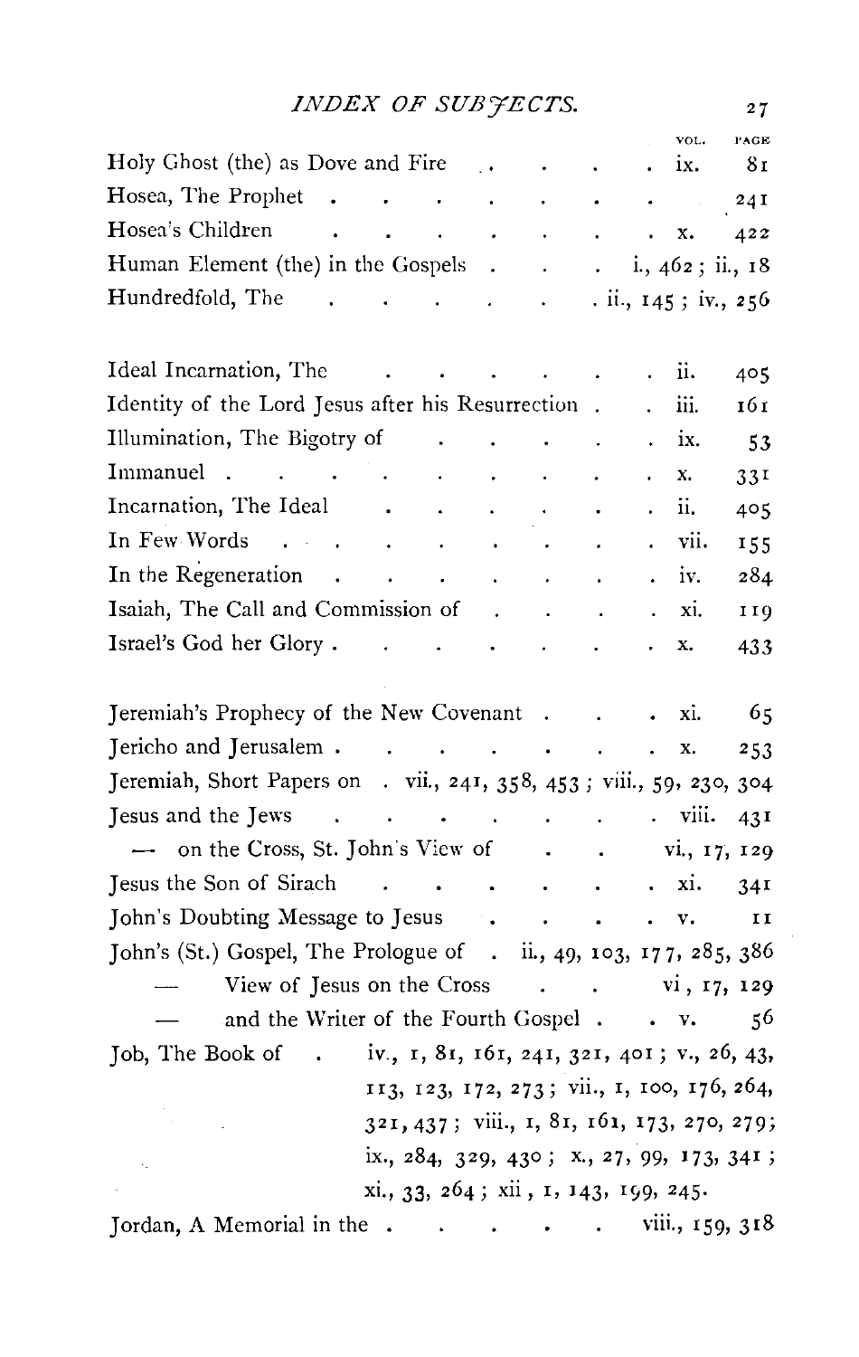| | VOL. | PAGE |
|---|---|---|
| Holy Ghost (the) as Dove and Fire | ix. | 81 |
| Hosea, The Prophet | | 241 |
| Hosea's Children | x. | 422 |
| Human Element (the) in the Gospels | i., 462 ; ii., 18 | |
| Hundredfold, The | ii., 145 ; iv., 256 | |
| | | |
| Ideal Incarnation, The | ii. | 405 |
| Identity of the Lord Jesus after his Resurrection | iii. | 161 |
| Illumination, The Bigotry of | ix. | 53 |
| Immanuel | x. | 331 |
| Incarnation, The Ideal | ii. | 405 |
| In Few Words | vii. | 155 |
| In the Regeneration | iv. | 284 |
| Isaiah, The Call and Commission of | xi. | 119 |
| Israel's God her Glory | x. | 433 |
| | | |
| Jeremiah's Prophecy of the New Covenant | xi. | 65 |
| Jericho and Jerusalem | x. | 253 |
| Jeremiah, Short Papers on | vii., 241, 358, 453 ; viii., 59, 230, 304 | |
| Jesus and the Jews | viii. | 431 |
| — on the Cross, St. John's View of | vi., 17, 129 | |
| Jesus the Son of Sirach | xi. | 341 |
| John's Doubting Message to Jesus | v. | 11 |
| John's (St.) Gospel, The Prologue of | ii., 49, 103, 177, 285, 386 | |
| — View of Jesus on the Cross | vi, 17, 129 | |
| — and the Writer of the Fourth Gospel | v. | 56 |
| Job, The Book of | iv., 1, 81, 161, 241, 321, 401 ; v., 26, 43, 113, 123, 172, 273 ; vii., 1, 100, 176, 264, 321, 437 ; viii., 1, 81, 161, 173, 270, 279 ; ix., 284, 329, 430 ; x., 27, 99, 173, 341 ; xi., 33, 264 ; xii, 1, 143, 199, 245. | |
| Jordan, A Memorial in the | viii., 159, 318 | |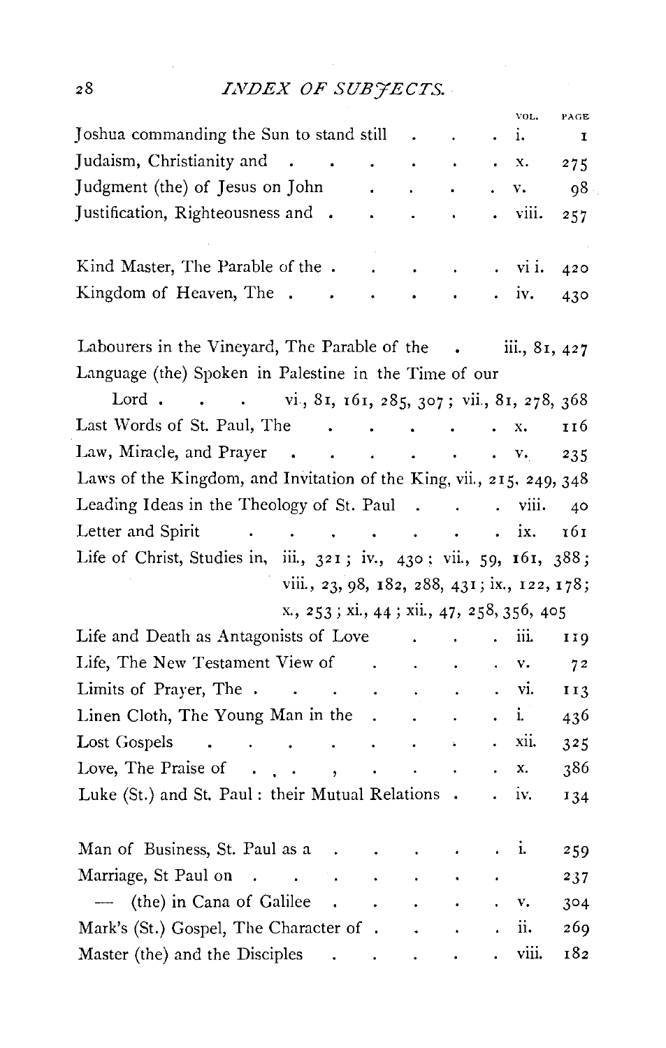| | VOL. | PAGE |
|---|---|---|
| Joshua commanding the Sun to stand still | i. | 1 |
| Judaism, Christianity and | x. | 275 |
| Judgment (the) of Jesus on John | v. | 98 |
| Justification, Righteousness and | viii. | 257 |
| | | |
| Kind Master, The Parable of the | vi i. | 420 |
| Kingdom of Heaven, The | iv. | 430 |

Labourers in the Vineyard, The Parable of the . iii., 81, 427

Language (the) Spoken in Palestine in the Time of our Lord . . . vi., 81, 161, 285, 307; vii., 81, 278, 368

| | | |
|---|---|---|
| Last Words of St. Paul, The | x. | 116 |
| Law, Miracle, and Prayer | v. | 235 |

Laws of the Kingdom, and Invitation of the King, vii., 215, 249, 348

| | | |
|---|---|---|
| Leading Ideas in the Theology of St. Paul | viii. | 40 |
| Letter and Spirit | ix. | 161 |

Life of Christ, Studies in, iii., 321; iv., 430; vii., 59, 161, 388; viii., 23, 98, 182, 288, 431; ix., 122, 178; x., 253; xi., 44; xii., 47, 258, 356, 405

| | | |
|---|---|---|
| Life and Death as Antagonists of Love | iii. | 119 |
| Life, The New Testament View of | v. | 72 |
| Limits of Prayer, The | vi. | 113 |
| Linen Cloth, The Young Man in the | i. | 436 |
| Lost Gospels | xii. | 325 |
| Love, The Praise of | x. | 386 |
| Luke (St.) and St. Paul: their Mutual Relations | iv. | 134 |
| | | |
| Man of Business, St. Paul as a | i. | 259 |
| Marriage, St Paul on | | 237 |
| — (the) in Cana of Galilee | v. | 304 |
| Mark's (St.) Gospel, The Character of | ii. | 269 |
| Master (the) and the Disciples | viii. | 182 |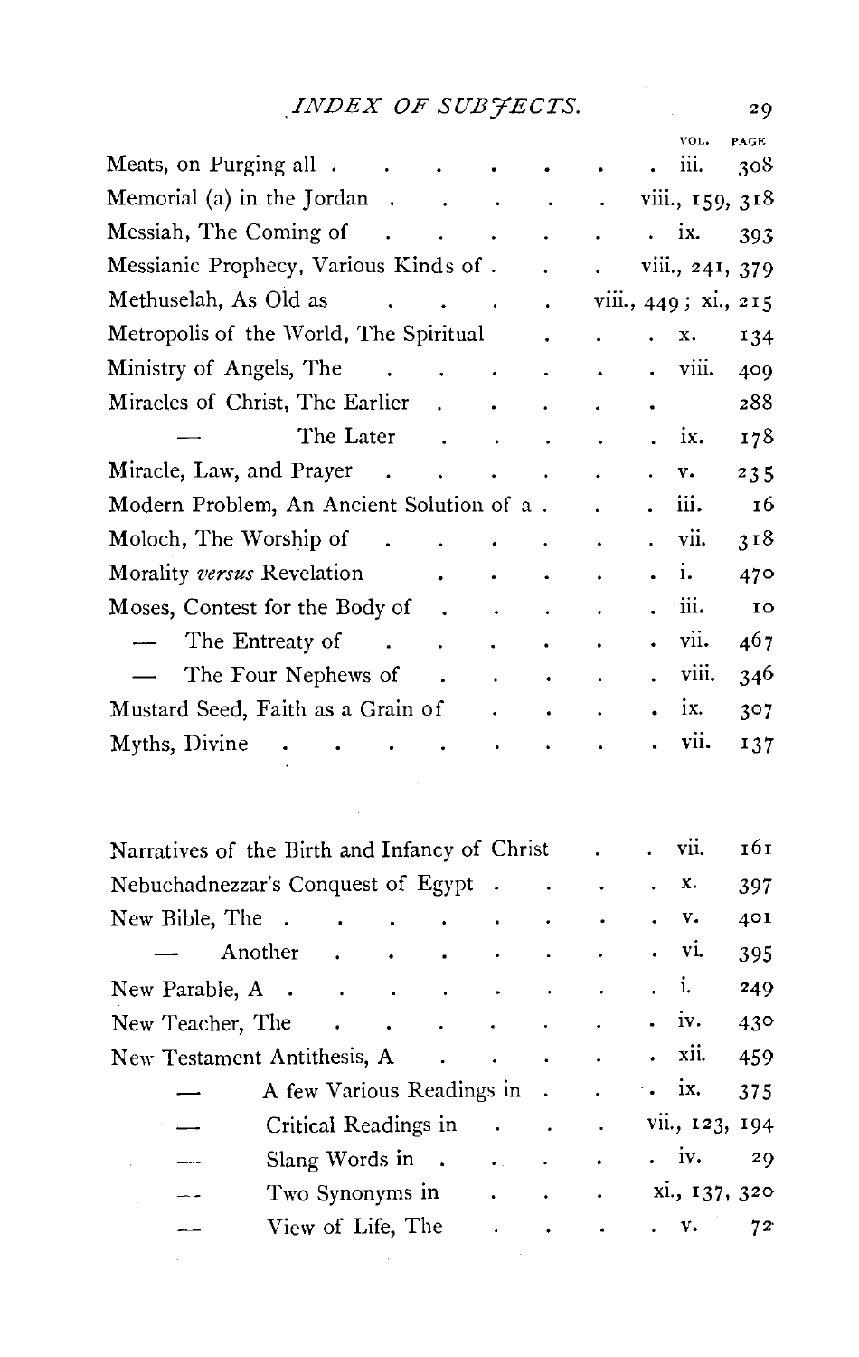| | VOL. | PAGE |
|---|---|---|
| Meats, on Purging all | iii. | 308 |
| Memorial (a) in the Jordan | viii., 159, 318 | |
| Messiah, The Coming of | ix. | 393 |
| Messianic Prophecy, Various Kinds of | viii., 241, 379 | |
| Methuselah, As Old as | viii., 449; xi., 215 | |
| Metropolis of the World, The Spiritual | x. | 134 |
| Ministry of Angels, The | viii. | 409 |
| Miracles of Christ, The Earlier | | 288 |
| — The Later | ix. | 178 |
| Miracle, Law, and Prayer | v. | 235 |
| Modern Problem, An Ancient Solution of a | iii. | 16 |
| Moloch, The Worship of | vii. | 318 |
| Morality *versus* Revelation | i. | 470 |
| Moses, Contest for the Body of | iii. | 10 |
| — The Entreaty of | vii. | 467 |
| — The Four Nephews of | viii. | 346 |
| Mustard Seed, Faith as a Grain of | ix. | 307 |
| Myths, Divine | vii. | 137 |
| | | |
| Narratives of the Birth and Infancy of Christ | vii. | 161 |
| Nebuchadnezzar's Conquest of Egypt | x. | 397 |
| New Bible, The | v. | 401 |
| — Another | vi. | 395 |
| New Parable, A | i. | 249 |
| New Teacher, The | iv. | 430 |
| New Testament Antithesis, A | xii. | 459 |
| — A few Various Readings in | ix. | 375 |
| — Critical Readings in | vii., 123, 194 | |
| — Slang Words in | iv. | 29 |
| — Two Synonyms in | xi., 137, 320 | |
| — View of Life, The | v. | 72 |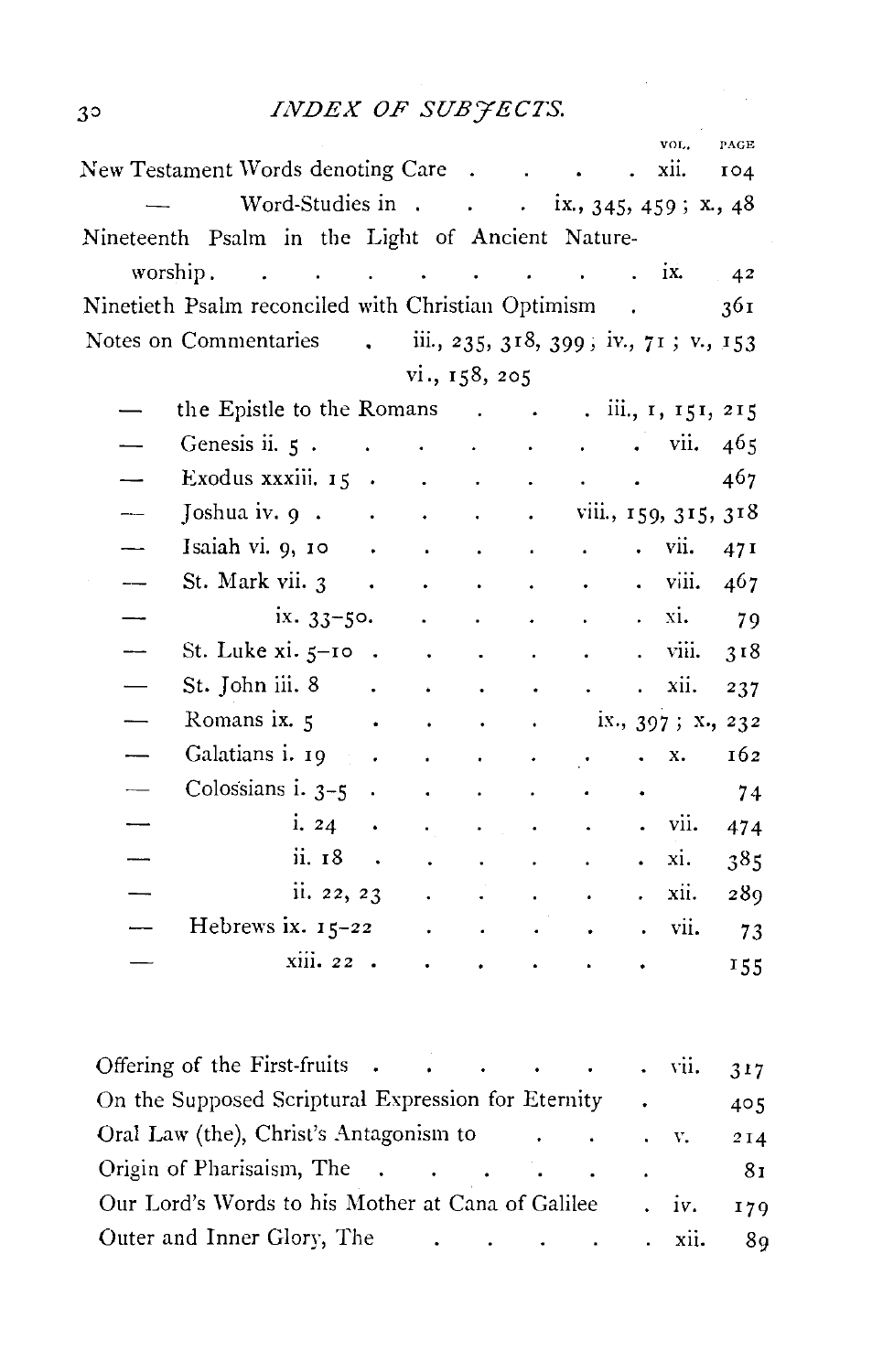| | VOL. | PAGE |
|---|---|---|
| New Testament Words denoting Care | xii. | 104 |
| — Word-Studies in | ix., 345, 459 ; x., 48 | |
| Nineteenth Psalm in the Light of Ancient Nature-worship | ix. | 42 |
| Ninetieth Psalm reconciled with Christian Optimism | | 361 |
| Notes on Commentaries | iii., 235, 318, 399 ; iv., 71 ; v., 153 vi., 158, 205 | |
| — the Epistle to the Romans | iii., 1, 151, 215 | |
| — Genesis ii. 5 | vii. | 465 |
| — Exodus xxxiii. 15 | | 467 |
| — Joshua iv. 9 | viii., 159, 315, 318 | |
| — Isaiah vi. 9, 10 | vii. | 471 |
| — St. Mark vii. 3 | viii. | 467 |
| — ix. 33–50. | xi. | 79 |
| — St. Luke xi. 5–10 | viii. | 318 |
| — St. John iii. 8 | xii. | 237 |
| — Romans ix. 5 | ix., 397 ; x., 232 | |
| — Galatians i. 19 | x. | 162 |
| — Colossians i. 3–5 | | 74 |
| — i. 24 | vii. | 474 |
| — ii. 18 | xi. | 385 |
| — ii. 22, 23 | xii. | 289 |
| — Hebrews ix. 15–22 | vii. | 73 |
| — xiii. 22 | | 155 |
| | | |
| Offering of the First-fruits | vii. | 317 |
| On the Supposed Scriptural Expression for Eternity | | 405 |
| Oral Law (the), Christ's Antagonism to | v. | 214 |
| Origin of Pharisaism, The | | 81 |
| Our Lord's Words to his Mother at Cana of Galilee | iv. | 179 |
| Outer and Inner Glory, The | xii. | 89 |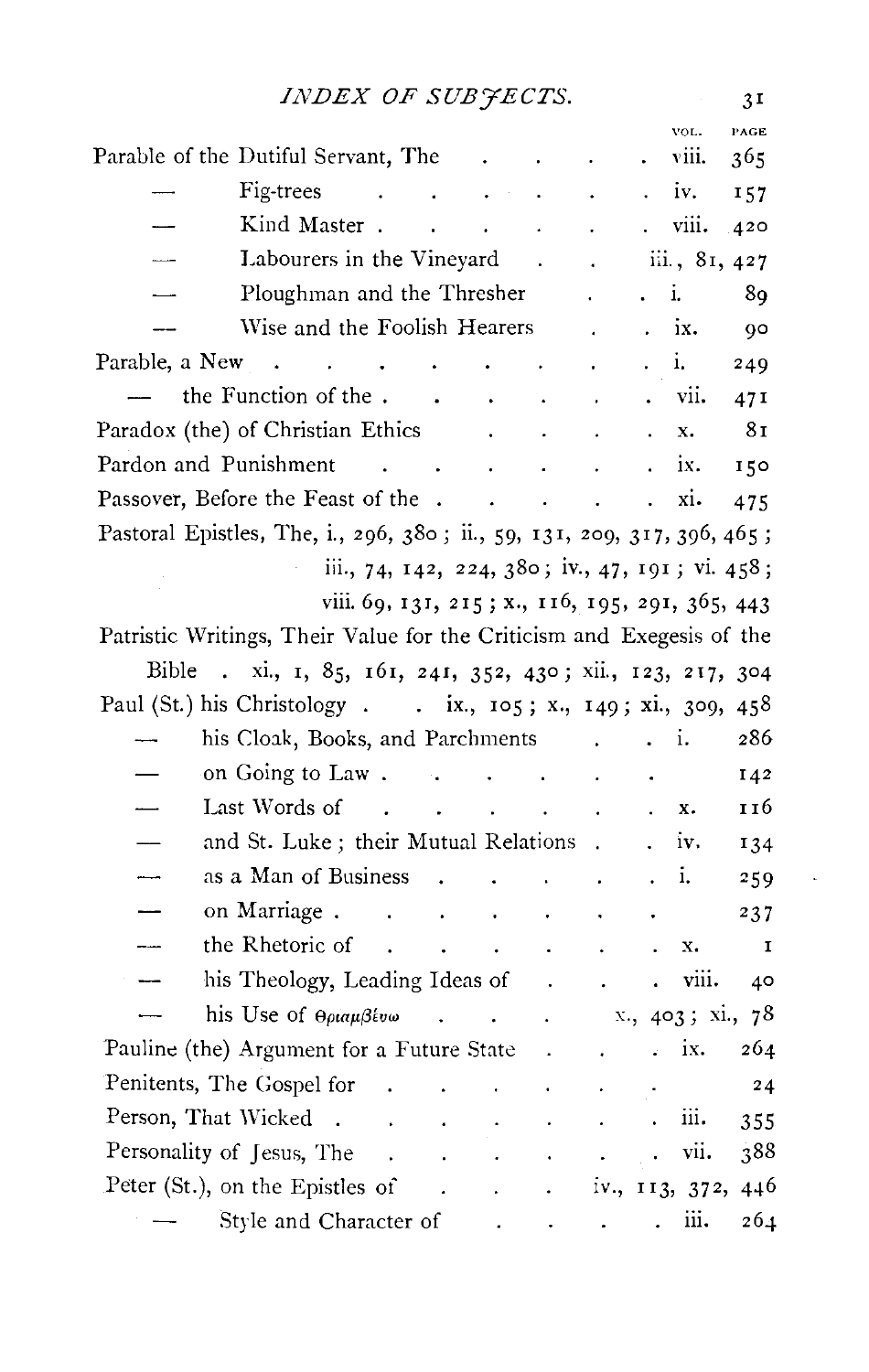## INDEX OF SUBJECTS.

| | VOL. | PAGE |
|---|---|---|
| Parable of the Dutiful Servant, The | viii. | 365 |
| — Fig-trees | iv. | 157 |
| — Kind Master | viii. | 420 |
| — Labourers in the Vineyard | iii., 81, 427 | |
| — Ploughman and the Thresher | i. | 89 |
| — Wise and the Foolish Hearers | ix. | 90 |
| Parable, a New | i. | 249 |
| — the Function of the | vii. | 471 |
| Paradox (the) of Christian Ethics | x. | 81 |
| Pardon and Punishment | ix. | 150 |
| Passover, Before the Feast of the | xi. | 475 |

Pastoral Epistles, The, i., 296, 380; ii., 59, 131, 209, 317, 396, 465; iii., 74, 142, 224, 380; iv., 47, 191; vi. 458; viii. 69, 131, 215; x., 116, 195, 291, 365, 443

Patristic Writings, Their Value for the Criticism and Exegesis of the Bible . xi., 1, 85, 161, 241, 352, 430; xii., 123, 217, 304

Paul (St.) his Christology . . ix., 105; x., 149; xi., 309, 458

| | VOL. | PAGE |
|---|---|---|
| — his Cloak, Books, and Parchments | i. | 286 |
| — on Going to Law | | 142 |
| — Last Words of | x. | 116 |
| — and St. Luke; their Mutual Relations | iv. | 134 |
| — as a Man of Business | i. | 259 |
| — on Marriage | | 237 |
| — the Rhetoric of | x. | 1 |
| — his Theology, Leading Ideas of | viii. | 40 |
| — his Use of θριαμβεύω | x., 403; xi., 78 | |
| Pauline (the) Argument for a Future State | ix. | 264 |
| Penitents, The Gospel for | | 24 |
| Person, That Wicked | iii. | 355 |
| Personality of Jesus, The | vii. | 388 |
| Peter (St.), on the Epistles of | iv., 113, 372, 446 | |
| — Style and Character of | iii. | 264 |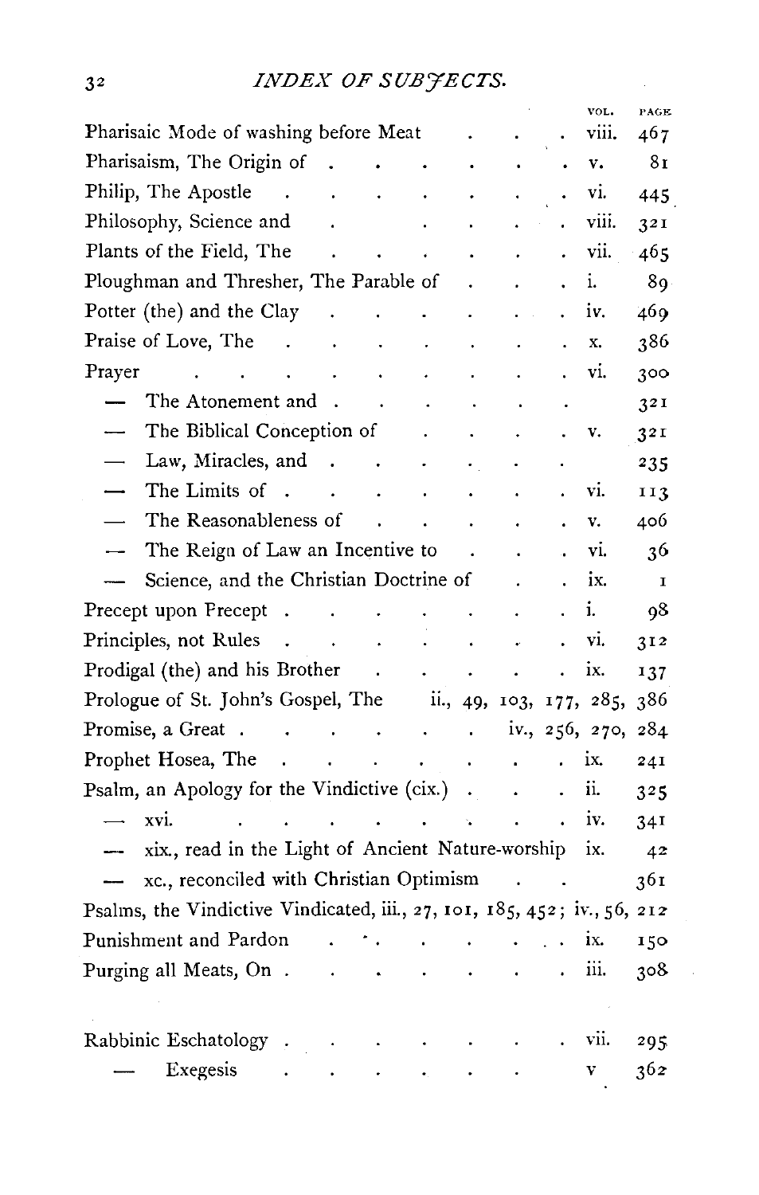| | VOL. | PAGE |
|---|---|---|
| Pharisaic Mode of washing before Meat | viii. | 467 |
| Pharisaism, The Origin of | v. | 81 |
| Philip, The Apostle | vi. | 445 |
| Philosophy, Science and | viii. | 321 |
| Plants of the Field, The | vii. | 465 |
| Ploughman and Thresher, The Parable of | i. | 89 |
| Potter (the) and the Clay | iv. | 469 |
| Praise of Love, The | x. | 386 |
| Prayer | vi. | 300 |
| — The Atonement and | | 321 |
| — The Biblical Conception of | v. | 321 |
| — Law, Miracles, and | | 235 |
| — The Limits of | vi. | 113 |
| — The Reasonableness of | v. | 406 |
| — The Reign of Law an Incentive to | vi. | 36 |
| — Science, and the Christian Doctrine of | ix. | 1 |
| Precept upon Precept | i. | 98 |
| Principles, not Rules | vi. | 312 |
| Prodigal (the) and his Brother | ix. | 137 |
| Prologue of St. John's Gospel, The ii., 49, 103, 177, 285, 386 | | |
| Promise, a Great iv., 256, 270, 284 | | |
| Prophet Hosea, The | ix. | 241 |
| Psalm, an Apology for the Vindictive (cix.) | ii. | 325 |
| — xvi. | iv. | 341 |
| — xix., read in the Light of Ancient Nature-worship | ix. | 42 |
| — xc., reconciled with Christian Optimism | | 361 |
| Psalms, the Vindictive Vindicated, iii., 27, 101, 185, 452; iv., 56, 212 | | |
| Punishment and Pardon | ix. | 150 |
| Purging all Meats, On | iii. | 308 |
| | | |
| Rabbinic Eschatology | vii. | 295 |
| — Exegesis | v | 362 |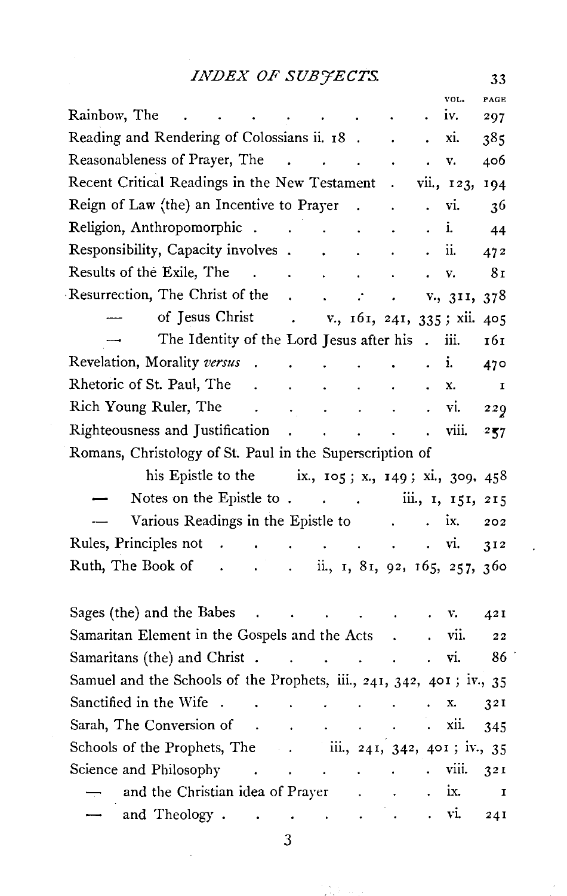# INDEX OF SUBJECTS.

| | VOL. | PAGE |
|---|---|---|
| Rainbow, The | iv. | 297 |
| Reading and Rendering of Colossians ii. 18 | xi. | 385 |
| Reasonableness of Prayer, The | v. | 406 |
| Recent Critical Readings in the New Testament | vii., 123, | 194 |
| Reign of Law (the) an Incentive to Prayer | vi. | 36 |
| Religion, Anthropomorphic | i. | 44 |
| Responsibility, Capacity involves | ii. | 472 |
| Results of the Exile, The | v. | 81 |
| Resurrection, The Christ of the | v., 311, | 378 |
| — of Jesus Christ | v., 161, 241, 335 ; xii. | 405 |
| — The Identity of the Lord Jesus after his | iii. | 161 |
| Revelation, Morality *versus* | i. | 470 |
| Rhetoric of St. Paul, The | x. | 1 |
| Rich Young Ruler, The | vi. | 229 |
| Righteousness and Justification | viii. | 257 |
| Romans, Christology of St. Paul in the Superscription of his Epistle to the | ix., 105 ; x., 149 ; xi., 309, | 458 |
| — Notes on the Epistle to | iii., 1, 151, | 215 |
| — Various Readings in the Epistle to | ix. | 202 |
| Rules, Principles not | vi. | 312 |
| Ruth, The Book of | ii., 1, 81, 92, 165, 257, | 360 |
| | | |
| Sages (the) and the Babes | v. | 421 |
| Samaritan Element in the Gospels and the Acts | vii. | 22 |
| Samaritans (the) and Christ | vi. | 86 |
| Samuel and the Schools of the Prophets, | iii., 241, 342, 401 ; iv., | 35 |
| Sanctified in the Wife | x. | 321 |
| Sarah, The Conversion of | xii. | 345 |
| Schools of the Prophets, The | iii., 241, 342, 401 ; iv., | 35 |
| Science and Philosophy | viii. | 321 |
| — and the Christian idea of Prayer | ix. | 1 |
| — and Theology | vi. | 241 |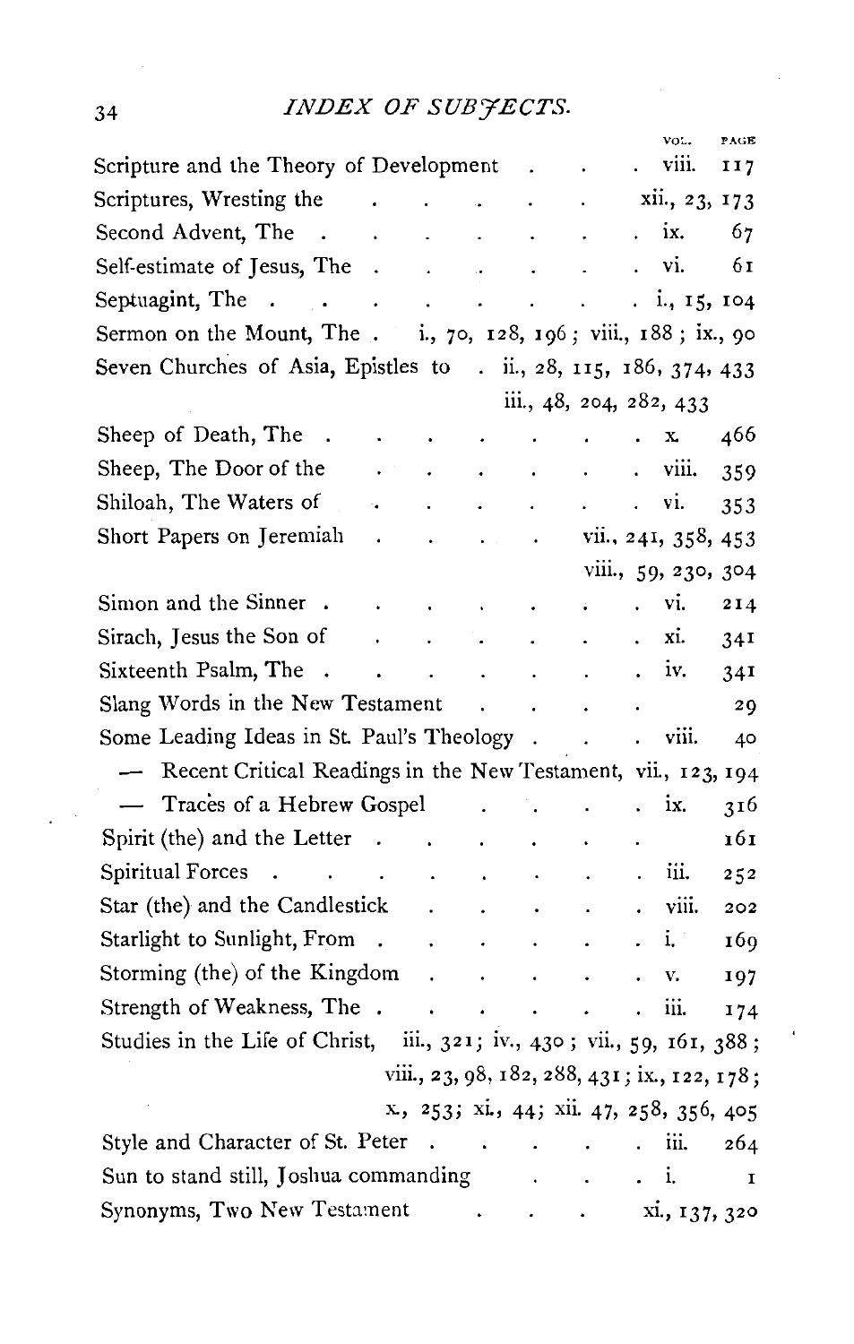# INDEX OF SUBJECTS.

| | VOL. | PAGE |
|---|---|---|
| Scripture and the Theory of Development | viii. | 117 |
| Scriptures, Wresting the | xii., 23, 173 | |
| Second Advent, The | ix. | 67 |
| Self-estimate of Jesus, The | vi. | 61 |
| Septuagint, The | i., 15, 104 | |
| Sermon on the Mount, The | i., 70, 128, 196; viii., 188; ix., 90 | |
| Seven Churches of Asia, Epistles to | ii., 28, 115, 186, 374, 433; iii., 48, 204, 282, 433 | |
| Sheep of Death, The | x. | 466 |
| Sheep, The Door of the | viii. | 359 |
| Shiloah, The Waters of | vi. | 353 |
| Short Papers on Jeremiah | vii., 241, 358, 453; viii., 59, 230, 304 | |
| Simon and the Sinner | vi. | 214 |
| Sirach, Jesus the Son of | xi. | 341 |
| Sixteenth Psalm, The | iv. | 341 |
| Slang Words in the New Testament | | 29 |
| Some Leading Ideas in St. Paul's Theology | viii. | 40 |
| — Recent Critical Readings in the New Testament | vii., 123, 194 | |
| — Traces of a Hebrew Gospel | ix. | 316 |
| Spirit (the) and the Letter | | 161 |
| Spiritual Forces | iii. | 252 |
| Star (the) and the Candlestick | viii. | 202 |
| Starlight to Sunlight, From | i. | 169 |
| Storming (the) of the Kingdom | v. | 197 |
| Strength of Weakness, The | iii. | 174 |
| Studies in the Life of Christ | iii., 321; iv., 430; vii., 59, 161, 388; viii., 23, 98, 182, 288, 431; ix., 122, 178; x., 253; xi., 44; xii. 47, 258, 356, 405 | |
| Style and Character of St. Peter | iii. | 264 |
| Sun to stand still, Joshua commanding | i. | 1 |
| Synonyms, Two New Testament | xi., 137, 320 | |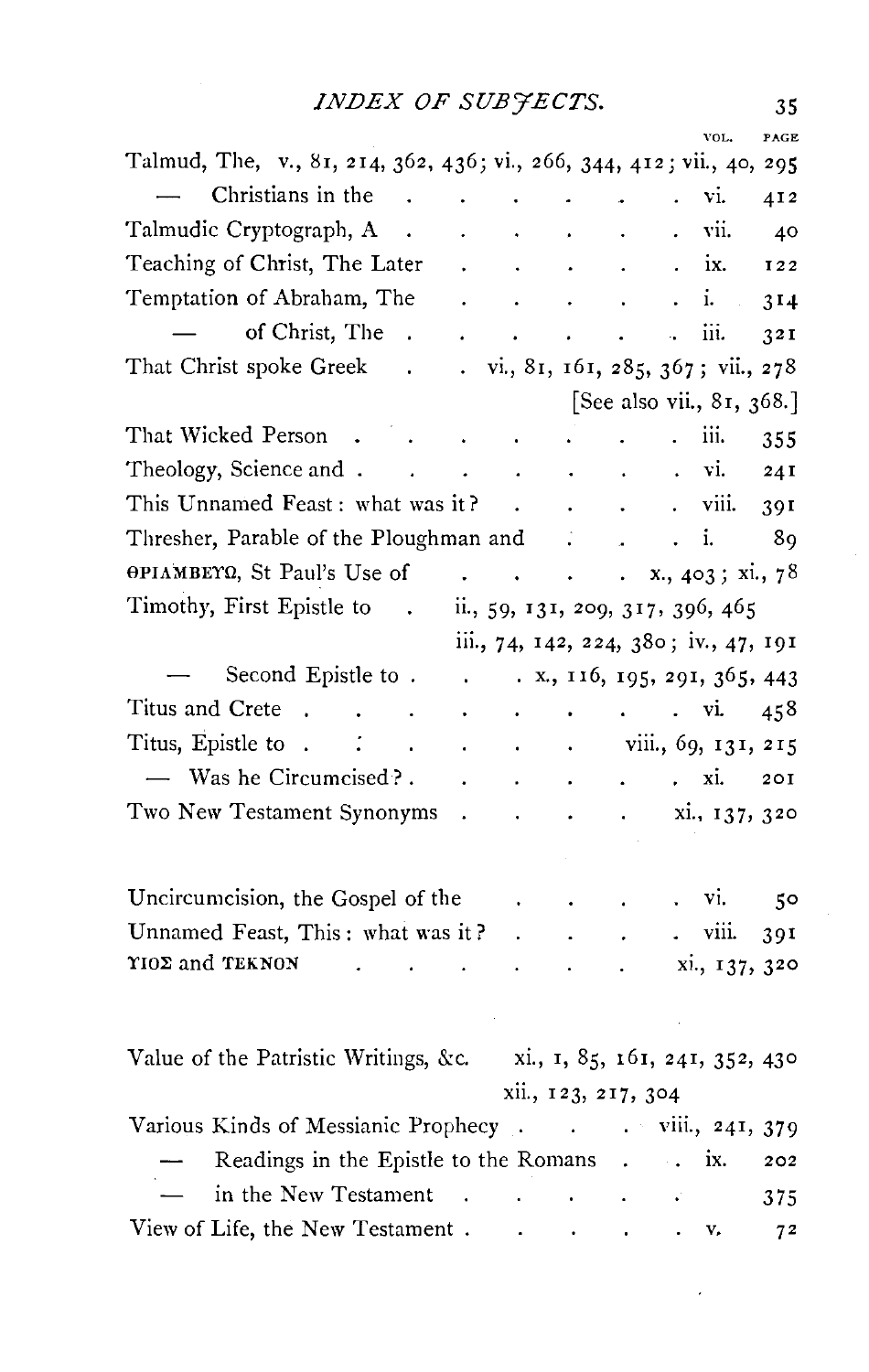# INDEX OF SUBJECTS.

| | VOL. | PAGE |
|---|---|---|
| Talmud, The, v., 81, 214, 362, 436; vi., 266, 344, 412; vii., 40, 295 | | |
| — Christians in the | vi. | 412 |
| Talmudic Cryptograph, A | vii. | 40 |
| Teaching of Christ, The Later | ix. | 122 |
| Temptation of Abraham, The | i. | 314 |
| — of Christ, The | iii. | 321 |
| That Christ spoke Greek . vi., 81, 161, 285, 367; vii., 278 [See also vii., 81, 368.] | | |
| That Wicked Person | iii. | 355 |
| Theology, Science and | vi. | 241 |
| This Unnamed Feast: what was it? | viii. | 391 |
| Thresher, Parable of the Ploughman and | i. | 89 |
| ΘΡΙΑΜΒΕΥΩ, St Paul's Use of . x., 403; xi., 78 | | |
| Timothy, First Epistle to . ii., 59, 131, 209, 317, 396, 465 iii., 74, 142, 224, 380; iv., 47, 191 | | |
| — Second Epistle to . x., 116, 195, 291, 365, 443 | | |
| Titus and Crete | vi. | 458 |
| Titus, Epistle to . viii., 69, 131, 215 | | |
| — Was he Circumcised? | xi. | 201 |
| Two New Testament Synonyms . xi., 137, 320 | | |
| | | |
| Uncircumcision, the Gospel of the | vi. | 50 |
| Unnamed Feast, This: what was it? | viii. | 391 |
| ΥΙΟΣ and ΤΕΚΝΟΝ . xi., 137, 320 | | |
| | | |
| Value of the Patristic Writings, &c. xi., 1, 85, 161, 241, 352, 430 xii., 123, 217, 304 | | |
| Various Kinds of Messianic Prophecy . viii., 241, 379 | | |
| — Readings in the Epistle to the Romans | ix. | 202 |
| — in the New Testament | | 375 |
| View of Life, the New Testament | v. | 72 |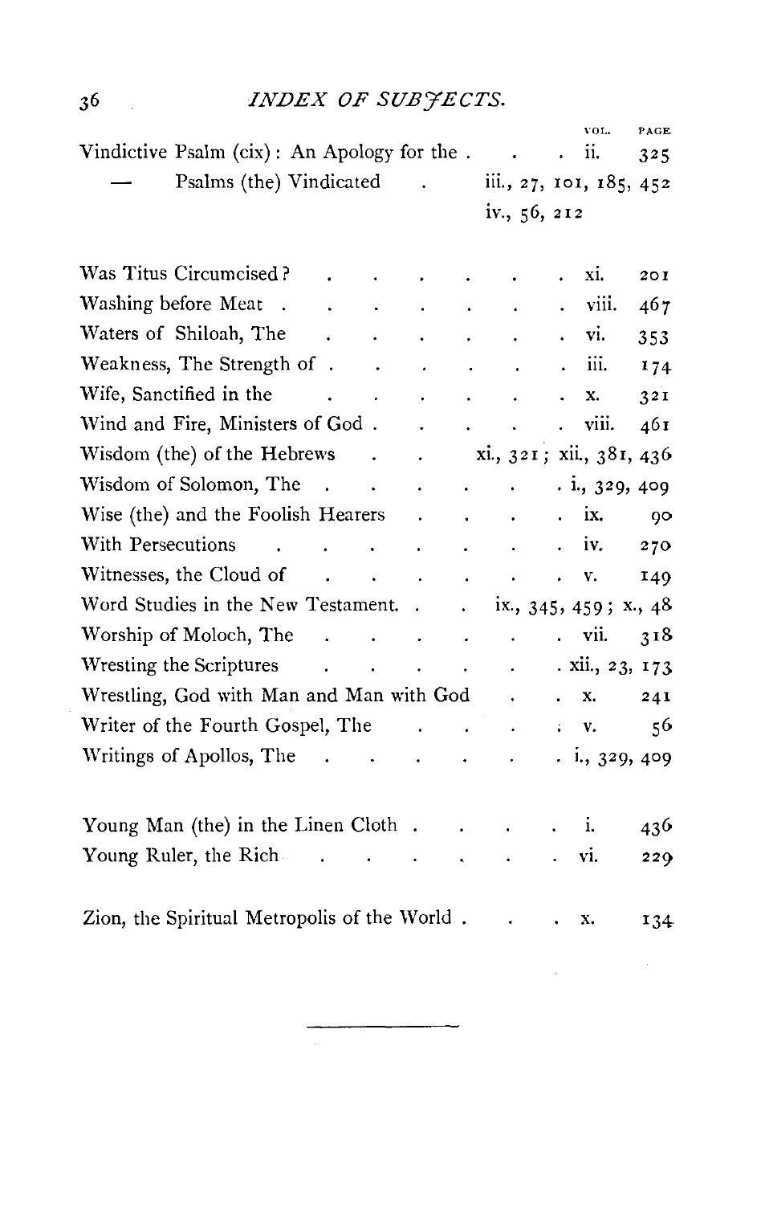| | VOL. | PAGE |
|---|---|---|
| Vindictive Psalm (cix): An Apology for the | ii. | 325 |
| — Psalms (the) Vindicated | iii., 27, 101, 185, 452 | |
| | iv., 56, 212 | |
| | | |
| Was Titus Circumcised? | xi. | 201 |
| Washing before Meat | viii. | 467 |
| Waters of Shiloah, The | vi. | 353 |
| Weakness, The Strength of | iii. | 174 |
| Wife, Sanctified in the | x. | 321 |
| Wind and Fire, Ministers of God | viii. | 461 |
| Wisdom (the) of the Hebrews | xi., 321; xii., 381, 436 | |
| Wisdom of Solomon, The | i., 329, 409 | |
| Wise (the) and the Foolish Hearers | ix. | 90 |
| With Persecutions | iv. | 270 |
| Witnesses, the Cloud of | v. | 149 |
| Word Studies in the New Testament | ix., 345, 459; x., 48 | |
| Worship of Moloch, The | vii. | 318 |
| Wresting the Scriptures | xii., 23, 173 | |
| Wrestling, God with Man and Man with God | x. | 241 |
| Writer of the Fourth Gospel, The | v. | 56 |
| Writings of Apollos, The | i., 329, 409 | |
| | | |
| Young Man (the) in the Linen Cloth | i. | 436 |
| Young Ruler, the Rich | vi. | 229 |
| | | |
| Zion, the Spiritual Metropolis of the World | x. | 134 |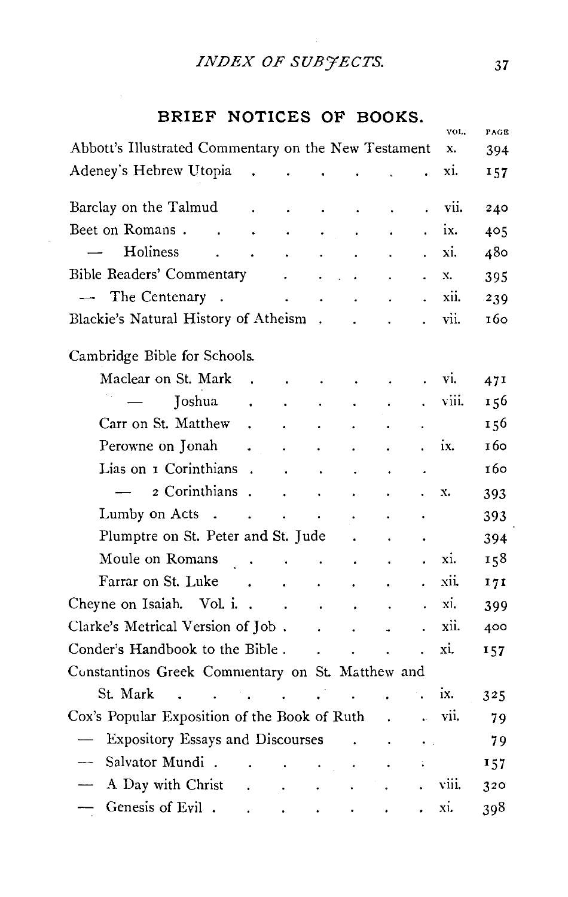## BRIEF NOTICES OF BOOKS.

| | VOL. | PAGE |
|---|---|---|
| Abbott's Illustrated Commentary on the New Testament | x. | 394 |
| Adeney's Hebrew Utopia | xi. | 157 |
| Barclay on the Talmud | vii. | 240 |
| Beet on Romans | ix. | 405 |
| — Holiness | xi. | 480 |
| Bible Readers' Commentary | x. | 395 |
| — The Centenary | xii. | 239 |
| Blackie's Natural History of Atheism | vii. | 160 |
| Cambridge Bible for Schools. | | |
| Maclear on St. Mark | vi. | 471 |
| — Joshua | viii. | 156 |
| Carr on St. Matthew | | 156 |
| Perowne on Jonah | ix. | 160 |
| Lias on 1 Corinthians | | 160 |
| — 2 Corinthians | x. | 393 |
| Lumby on Acts | | 393 |
| Plumptre on St. Peter and St. Jude | | 394 |
| Moule on Romans | xi. | 158 |
| Farrar on St. Luke | xii. | 171 |
| Cheyne on Isaiah. Vol. i. | xi. | 399 |
| Clarke's Metrical Version of Job | xii. | 400 |
| Conder's Handbook to the Bible | xi. | 157 |
| Constantinos Greek Commentary on St. Matthew and St. Mark | ix. | 325 |
| Cox's Popular Exposition of the Book of Ruth | vii. | 79 |
| — Expository Essays and Discourses | | 79 |
| — Salvator Mundi | | 157 |
| — A Day with Christ | viii. | 320 |
| — Genesis of Evil | xi. | 398 |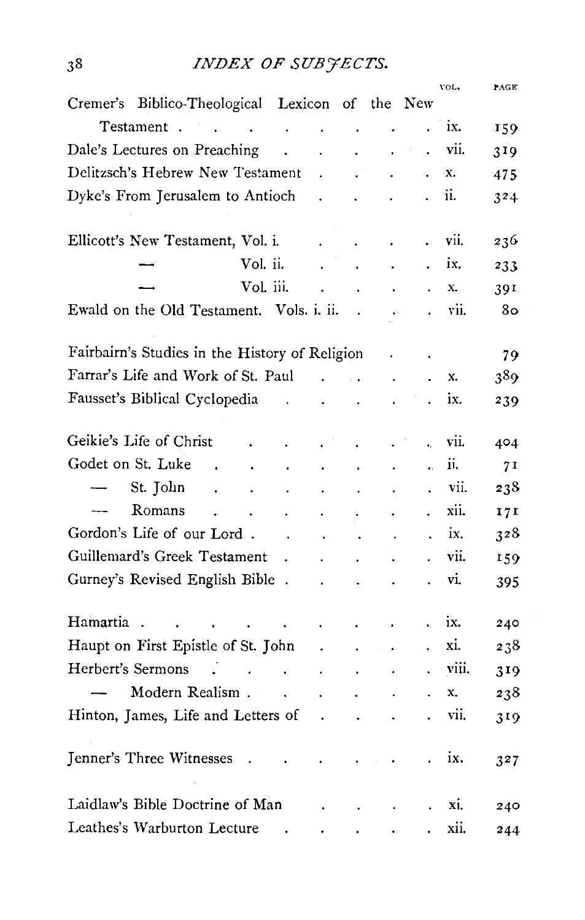| | VOL. | PAGE |
|---|---|---|
| Cremer's Biblico-Theological Lexicon of the New Testament | ix. | 159 |
| Dale's Lectures on Preaching | vii. | 319 |
| Delitzsch's Hebrew New Testament | x. | 475 |
| Dyke's From Jerusalem to Antioch | ii. | 324 |
| | | |
| Ellicott's New Testament, Vol. i. | vii. | 236 |
| — Vol. ii. | ix. | 233 |
| — Vol. iii. | x. | 391 |
| Ewald on the Old Testament. Vols. i. ii. | vii. | 80 |
| | | |
| Fairbairn's Studies in the History of Religion | | 79 |
| Farrar's Life and Work of St. Paul | x. | 389 |
| Fausset's Biblical Cyclopedia | ix. | 239 |
| | | |
| Geikie's Life of Christ | vii. | 404 |
| Godet on St. Luke | ii. | 71 |
| — St. John | vii. | 238 |
| — Romans | xii. | 171 |
| Gordon's Life of our Lord | ix. | 328 |
| Guillemard's Greek Testament | vii. | 159 |
| Gurney's Revised English Bible | vi. | 395 |
| | | |
| Hamartia | ix. | 240 |
| Haupt on First Epistle of St. John | xi. | 238 |
| Herbert's Sermons | viii. | 319 |
| — Modern Realism | x. | 238 |
| Hinton, James, Life and Letters of | vii. | 319 |
| | | |
| Jenner's Three Witnesses | ix. | 327 |
| | | |
| Laidlaw's Bible Doctrine of Man | xi. | 240 |
| Leathes's Warburton Lecture | xii. | 244 |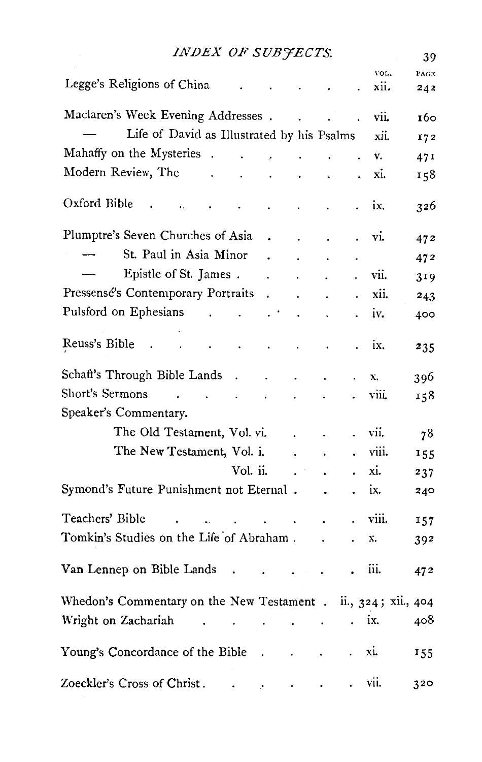# INDEX OF SUBJECTS.

| | VOL. | PAGE |
|---|---|---|
| Legge's Religions of China | xii. | 242 |
| Maclaren's Week Evening Addresses | vii. | 160 |
| — Life of David as Illustrated by his Psalms | xii. | 172 |
| Mahaffy on the Mysteries | v. | 471 |
| Modern Review, The | xi. | 158 |
| Oxford Bible | ix. | 326 |
| Plumptre's Seven Churches of Asia | vi. | 472 |
| — St. Paul in Asia Minor | | 472 |
| — Epistle of St. James | vii. | 319 |
| Pressensé's Contemporary Portraits | xii. | 243 |
| Pulsford on Ephesians | iv. | 400 |
| Reuss's Bible | ix. | 235 |
| Schaft's Through Bible Lands | x. | 396 |
| Short's Sermons | viii. | 158 |
| Speaker's Commentary. | | |
| The Old Testament, Vol. vi. | vii. | 78 |
| The New Testament, Vol. i. | viii. | 155 |
| Vol. ii. | xi. | 237 |
| Symond's Future Punishment not Eternal | ix. | 240 |
| Teachers' Bible | viii. | 157 |
| Tomkin's Studies on the Life of Abraham | x. | 392 |
| Van Lennep on Bible Lands | iii. | 472 |
| Whedon's Commentary on the New Testament | ii., 324; xii., 404 | |
| Wright on Zachariah | ix. | 408 |
| Young's Concordance of the Bible | xi. | 155 |
| Zoeckler's Cross of Christ | vii. | 320 |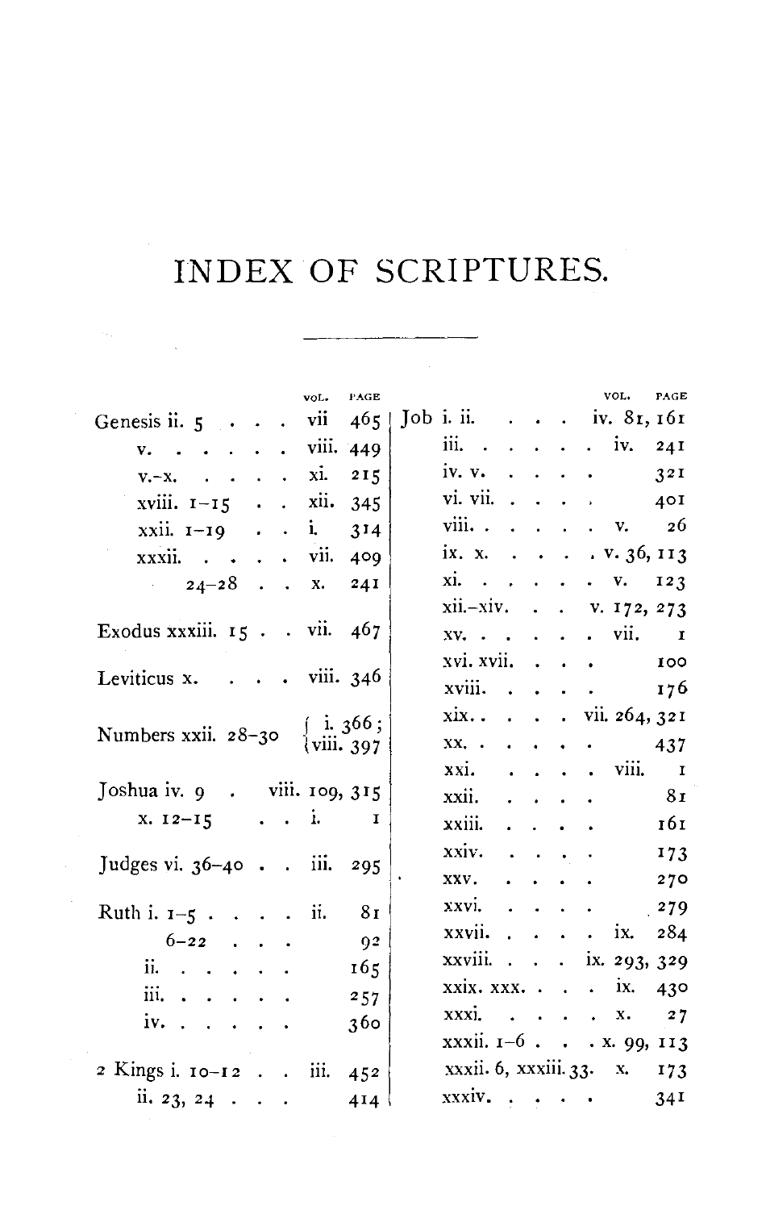# INDEX OF SCRIPTURES.

| | VOL. | PAGE |
|---|---|---|
| Genesis ii. 5 | vii | 465 |
| v. | viii. | 449 |
| v.–x. | xi. | 215 |
| xviii. 1–15 | xii. | 345 |
| xxii. 1–19 | i. | 314 |
| xxxii. | vii. | 409 |
| 24–28 | x. | 241 |
| Exodus xxxiii. 15 | vii. | 467 |
| Leviticus x. | viii. | 346 |
| Numbers xxii. 28–30 | i. 366; viii. 397 | |
| Joshua iv. 9 | viii. 109, 315 | |
| x. 12–15 | i. | 1 |
| Judges vi. 36–40 | iii. | 295 |
| Ruth i. 1–5 | ii. | 81 |
| 6–22 | | 92 |
| ii. | | 165 |
| iii. | | 257 |
| iv. | | 360 |
| 2 Kings i. 10–12 | iii. | 452 |
| ii. 23, 24 | | 414 |

| | VOL. | PAGE |
|---|---|---|
| Job i. ii. | iv. 81, 161 | |
| iii. | iv. | 241 |
| iv. v. | | 321 |
| vi. vii. | | 401 |
| viii. | v. | 26 |
| ix. x. | v. 36, 113 | |
| xi. | v. | 123 |
| xii.–xiv. | v. 172, 273 | |
| xv. | vii. | 1 |
| xvi. xvii. | | 100 |
| xviii. | | 176 |
| xix. | vii. 264, 321 | |
| xx. | | 437 |
| xxi. | viii. | 1 |
| xxii. | | 81 |
| xxiii. | | 161 |
| xxiv. | | 173 |
| xxv. | | 270 |
| xxvi. | | 279 |
| xxvii. | ix. | 284 |
| xxviii. | ix. 293, 329 | |
| xxix. xxx. | ix. | 430 |
| xxxi. | x. | 27 |
| xxxii. 1–6 | x. 99, 113 | |
| xxxii. 6, xxxiii. 33. | x. | 173 |
| xxxiv. | | 341 |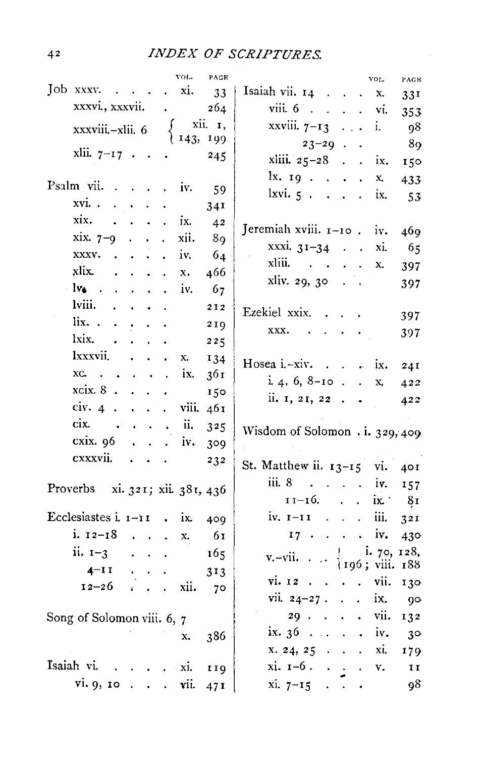# INDEX OF SCRIPTURES.

| | VOL. | PAGE |
|---|---|---|
| Job xxxv. | xi. | 33 |
| xxxvi., xxxvii. | | 264 |
| xxxviii.–xlii. 6 | xii. | 1, 143, 199 |
| xlii. 7–17 | | 245 |
| | | |
| Psalm vii. | iv. | 59 |
| xvi. | | 341 |
| xix. | ix. | 42 |
| xix. 7–9 | xii. | 89 |
| xxxv. | iv. | 64 |
| xlix. | x. | 466 |
| lv. | iv. | 67 |
| lviii. | | 212 |
| lix. | | 219 |
| lxix. | | 225 |
| lxxxvii. | x. | 134 |
| xc. | ix. | 361 |
| xcix. 8 | | 150 |
| civ. 4 | viii. | 461 |
| cix. | ii. | 325 |
| cxix. 96 | iv. | 309 |
| cxxxvii. | | 232 |
| | | |
| Proverbs xi. 321; xii. 381, 436 | | |
| | | |
| Ecclesiastes i. 1–11 | ix. | 409 |
| i. 12–18 | x. | 61 |
| ii. 1–3 | | 165 |
| 4–11 | | 313 |
| 12–26 | xii. | 70 |
| | | |
| Song of Solomon viii. 6, 7 | x. | 386 |
| | | |
| Isaiah vi. | xi. | 119 |
| vi. 9, 10 | vii. | 471 |
| vii. 14 | x. | 331 |
| viii. 6 | vi. | 353 |
| xxviii. 7–13 | i. | 98 |
| 23–29 | | 89 |
| xliii. 25–28 | ix. | 150 |
| lx. 19 | x. | 433 |
| lxvi. 5 | ix. | 53 |
| | | |
| Jeremiah xviii. 1–10 | iv. | 469 |
| xxxi. 31–34 | xi. | 65 |
| xliii. | x. | 397 |
| xliv. 29, 30 | | 397 |
| | | |
| Ezekiel xxix. | | 397 |
| xxx. | | 397 |
| | | |
| Hosea i.–xiv. | ix. | 241 |
| i. 4, 6, 8–10 | x. | 422 |
| ii. 1, 21, 22 | | 422 |
| | | |
| Wisdom of Solomon | i. | 329, 409 |
| | | |
| St. Matthew ii. 13–15 | vi. | 401 |
| iii. 8 | iv. | 157 |
| 11–16. | ix. | 81 |
| iv. 1–11 | iii. | 321 |
| 17 | iv. | 430 |
| v.–vii. | i. | 70, 128, 196; viii. 188 |
| vi. 12 | vii. | 130 |
| vii. 24–27 | ix. | 90 |
| 29 | vii. | 132 |
| ix. 36 | iv. | 30 |
| x. 24, 25 | xi. | 179 |
| xi. 1–6 | v. | 11 |
| xi. 7–15 | | 98 |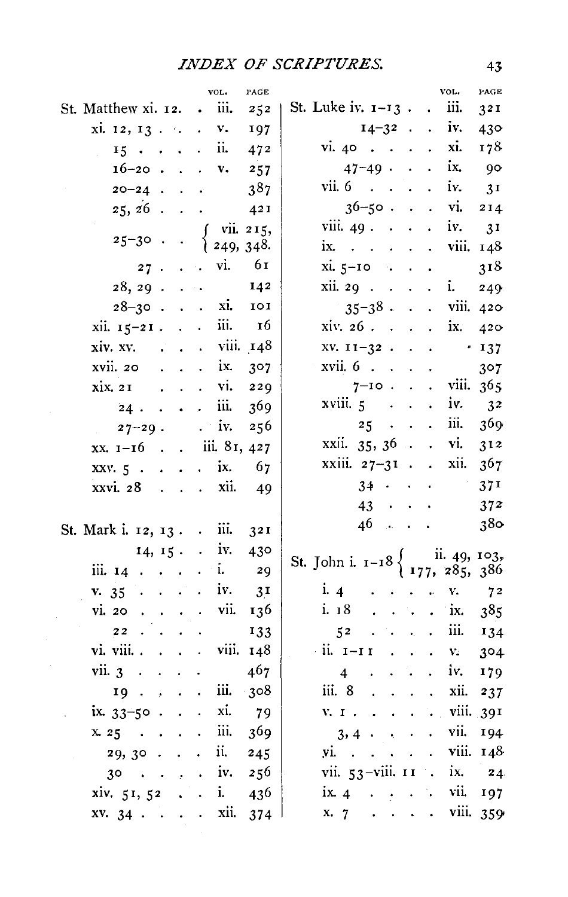## INDEX OF SCRIPTURES.

| | VOL. | PAGE |
|---|---|---|
| St. Matthew xi. 12 | iii. | 252 |
| xi. 12, 13 | v. | 197 |
| 15 | ii. | 472 |
| 16–20 | v. | 257 |
| 20–24 | | 387 |
| 25, 26 | | 421 |
| 25–30 | vii. 215, 249, 348. | |
| 27 | vi. | 61 |
| 28, 29 | | 142 |
| 28–30 | xi. | 101 |
| xii. 15–21 | iii. | 16 |
| xiv. xv. | viii. | 148 |
| xvii. 20 | ix. | 307 |
| xix. 21 | vi. | 229 |
| 24 | iii. | 369 |
| 27–29 | iv. | 256 |
| xx. 1–16 | iii. 81, 427 | |
| xxv. 5 | ix. | 67 |
| xxvi. 28 | xii. | 49 |
| | | |
| St. Mark i. 12, 13 | iii. | 321 |
| 14, 15 | iv. | 430 |
| iii. 14 | i. | 29 |
| v. 35 | iv. | 31 |
| vi. 20 | vii. | 136 |
| 22 | | 133 |
| vi. viii. | viii. | 148 |
| vii. 3 | | 467 |
| 19 | iii. | 308 |
| ix. 33–50 | xi. | 79 |
| x. 25 | iii. | 369 |
| 29, 30 | ii. | 245 |
| 30 | iv. | 256 |
| xiv. 51, 52 | i. | 436 |
| xv. 34 | xii. | 374 |

| | VOL. | PAGE |
|---|---|---|
| St. Luke iv. 1–13 | iii. | 321 |
| 14–32 | iv. | 430 |
| vi. 40 | xi. | 178 |
| 47–49 | ix. | 90 |
| vii. 6 | iv. | 31 |
| 36–50 | vi. | 214 |
| viii. 49 | iv. | 31 |
| ix. | viii. | 148 |
| xi. 5–10 | | 318 |
| xii. 29 | i. | 249 |
| 35–38 | viii. | 420 |
| xiv. 26 | ix. | 420 |
| xv. 11–32 | | 137 |
| xvii. 6 | | 307 |
| 7–10 | viii. | 365 |
| xviii. 5 | iv. | 32 |
| 25 | iii. | 369 |
| xxii. 35, 36 | vi. | 312 |
| xxiii. 27–31 | xii. | 367 |
| 34 | | 371 |
| 43 | | 372 |
| 46 | | 380 |
| | | |
| St. John i. 1–18 | ii. 49, 103, 177, 285, 386 | |
| i. 4 | v. | 72 |
| i. 18 | ix. | 385 |
| 52 | iii. | 134 |
| ii. 1–11 | v. | 304 |
| 4 | iv. | 179 |
| iii. 8 | xii. | 237 |
| v. 1 | viii. | 391 |
| 3, 4 | vii. | 194 |
| vi. | viii. | 148 |
| vii. 53–viii. 11 | ix. | 24 |
| ix. 4 | vii. | 197 |
| x. 7 | viii. | 359 |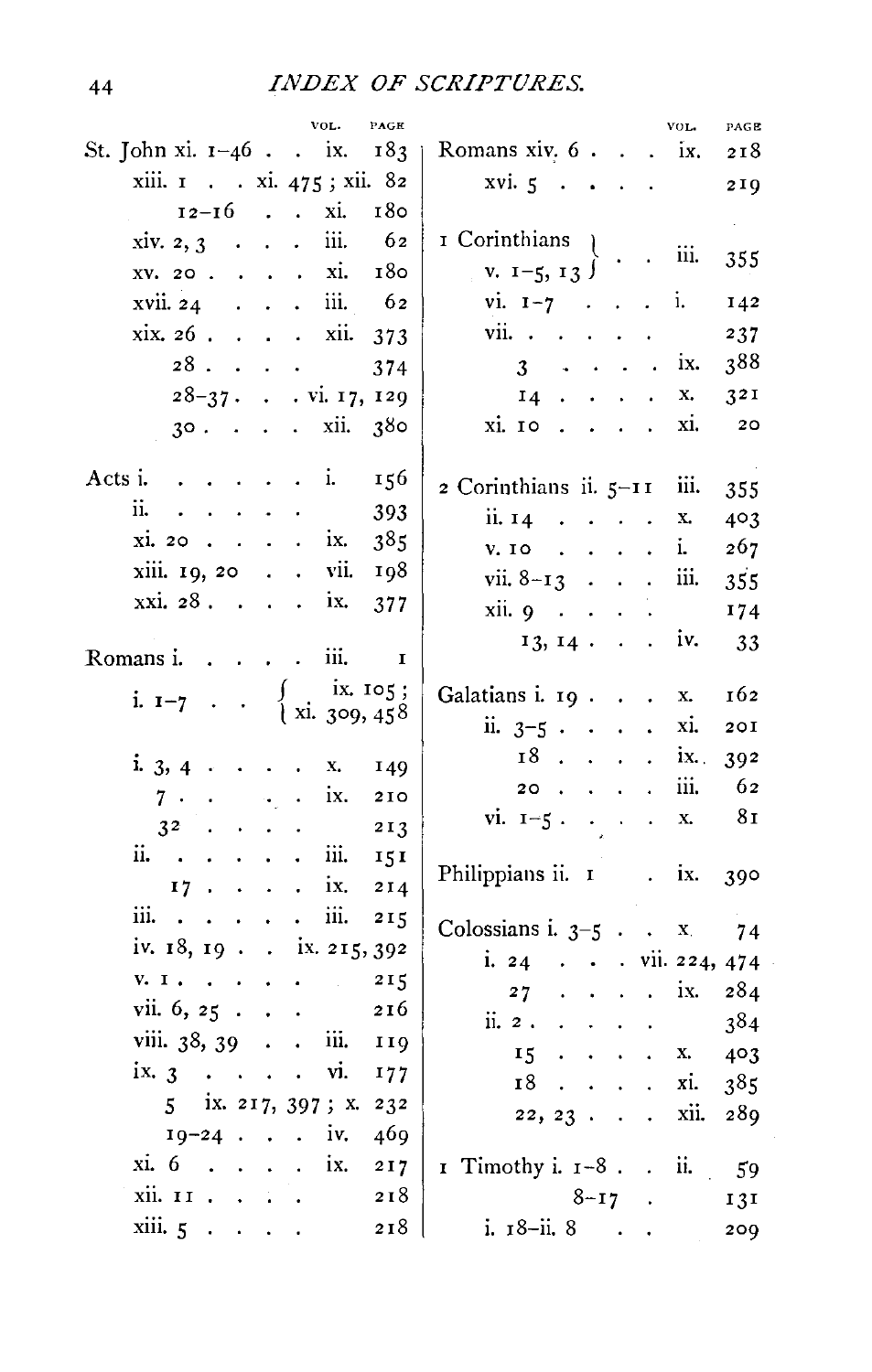## INDEX OF SCRIPTURES.

| | VOL. | PAGE |
|---|---|---|
| St. John xi. 1–46 | ix. | 183 |
| xiii. 1 | xi. 475; xii. | 82 |
| 12–16 | xi. | 180 |
| xiv. 2, 3 | iii. | 62 |
| xv. 20 | xi. | 180 |
| xvii. 24 | iii. | 62 |
| xix. 26 | xii. | 373 |
| 28 | | 374 |
| 28–37 | vi. 17, | 129 |
| 30 | xii. | 380 |
| | | |
| Acts i. | i. | 156 |
| ii. | | 393 |
| xi. 20 | ix. | 385 |
| xiii. 19, 20 | vii. | 198 |
| xxi. 28 | ix. | 377 |
| | | |
| Romans i. | iii. | 1 |
| i. 1–7 | ix. 105; xi. 309, | 458 |
| i. 3, 4 | x. | 149 |
| 7 | ix. | 210 |
| 32 | | 213 |
| ii. | iii. | 151 |
| 17 | ix. | 214 |
| iii. | iii. | 215 |
| iv. 18, 19 | ix. 215, | 392 |
| v. 1 | | 215 |
| vii. 6, 25 | | 216 |
| viii. 38, 39 | iii. | 119 |
| ix. 3 | vi. | 177 |
| 5 | ix. 217, 397; x. | 232 |
| 19–24 | iv. | 469 |
| xi. 6 | ix. | 217 |
| xii. 11 | | 218 |
| xiii. 5 | | 218 |

| | VOL. | PAGE |
|---|---|---|
| Romans xiv. 6 | ix. | 218 |
| xvi. 5 | | 219 |
| | | |
| 1 Corinthians v. 1–5, 13 | iii. | 355 |
| vi. 1–7 | i. | 142 |
| vii. | | 237 |
| 3 | ix. | 388 |
| 14 | x. | 321 |
| xi. 10 | xi. | 20 |
| | | |
| 2 Corinthians ii. 5–11 | iii. | 355 |
| ii. 14 | x. | 403 |
| v. 10 | i. | 267 |
| vii. 8–13 | iii. | 355 |
| xii. 9 | | 174 |
| 13, 14 | iv. | 33 |
| | | |
| Galatians i. 19 | x. | 162 |
| ii. 3–5 | xi. | 201 |
| 18 | ix. | 392 |
| 20 | iii. | 62 |
| vi. 1–5 | x. | 81 |
| | | |
| Philippians ii. 1 | ix. | 390 |
| | | |
| Colossians i. 3–5 | x. | 74 |
| i. 24 | vii. 224, | 474 |
| 27 | ix. | 284 |
| ii. 2 | | 384 |
| 15 | x. | 403 |
| 18 | xi. | 385 |
| 22, 23 | xii. | 289 |
| | | |
| 1 Timothy i. 1–8 | ii. | 59 |
| 8–17 | | 131 |
| i. 18–ii. 8 | | 209 |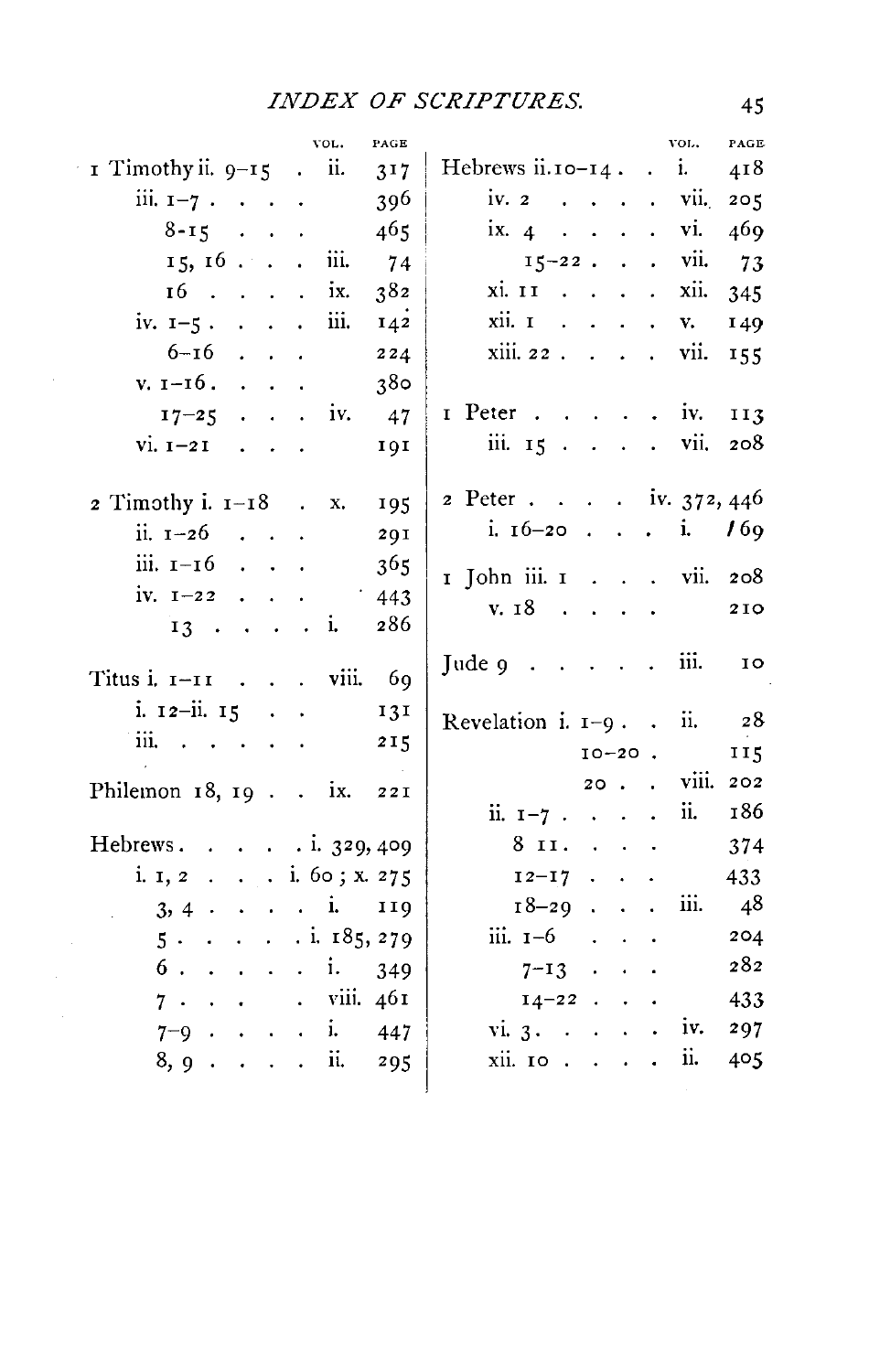## INDEX OF SCRIPTURES.

| | VOL. | PAGE |
|---|---|---|
| 1 Timothy ii. 9–15 | ii. | 317 |
| iii. 1–7 | | 396 |
| 8–15 | | 465 |
| 15, 16 | iii. | 74 |
| 16 | ix. | 382 |
| iv. 1–5 | iii. | 142 |
| 6–16 | | 224 |
| v. 1–16 | | 380 |
| 17–25 | iv. | 47 |
| vi. 1–21 | | 191 |
| | | |
| 2 Timothy i. 1–18 | x. | 195 |
| ii. 1–26 | | 291 |
| iii. 1–16 | | 365 |
| iv. 1–22 | | 443 |
| 13 | i. | 286 |
| | | |
| Titus i. 1–11 | viii. | 69 |
| i. 12–ii. 15 | | 131 |
| iii. | | 215 |
| | | |
| Philemon 18, 19 | ix. | 221 |
| | | |
| Hebrews | i. | 329, 409 |
| i. 1, 2 | i. 60; x. | 275 |
| 3, 4 | i. | 119 |
| 5 | i. | 185, 279 |
| 6 | i. | 349 |
| 7 | viii. | 461 |
| 7–9 | i. | 447 |
| 8, 9 | ii. | 295 |
| Hebrews ii. 10–14 | i. | 418 |
| iv. 2 | vii. | 205 |
| ix. 4 | vi. | 469 |
| 15–22 | vii. | 73 |
| xi. 11 | xii. | 345 |
| xii. 1 | v. | 149 |
| xiii. 22 | vii. | 155 |
| | | |
| 1 Peter | iv. | 113 |
| iii. 15 | vii. | 208 |
| | | |
| 2 Peter | iv. | 372, 446 |
| i. 16–20 | i. | 169 |
| | | |
| 1 John iii. 1 | vii. | 208 |
| v. 18 | | 210 |
| | | |
| Jude 9 | iii. | 10 |
| | | |
| Revelation i. 1–9 | ii. | 28 |
| 10–20 | | 115 |
| 20 | viii. | 202 |
| ii. 1–7 | ii. | 186 |
| 8–11 | | 374 |
| 12–17 | | 433 |
| 18–29 | iii. | 48 |
| iii. 1–6 | | 204 |
| 7–13 | | 282 |
| 14–22 | | 433 |
| vi. 3 | iv. | 297 |
| xii. 10 | ii. | 405 |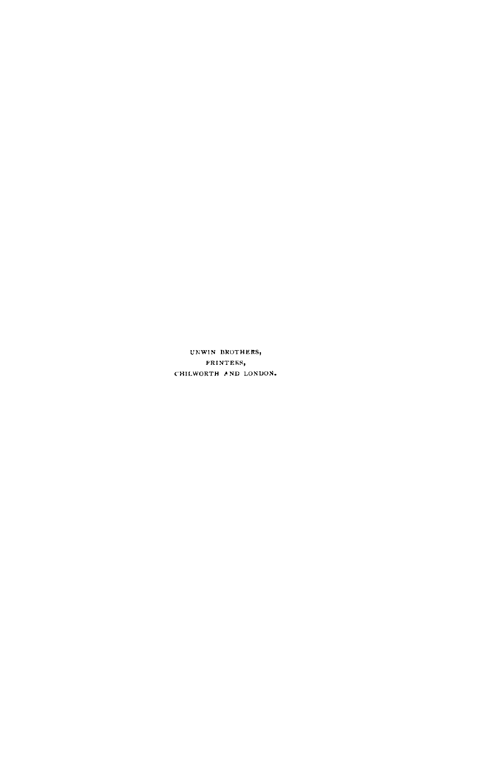UNWIN BROTHERS,  
PRINTERS,  
CHILWORTH AND LONDON.